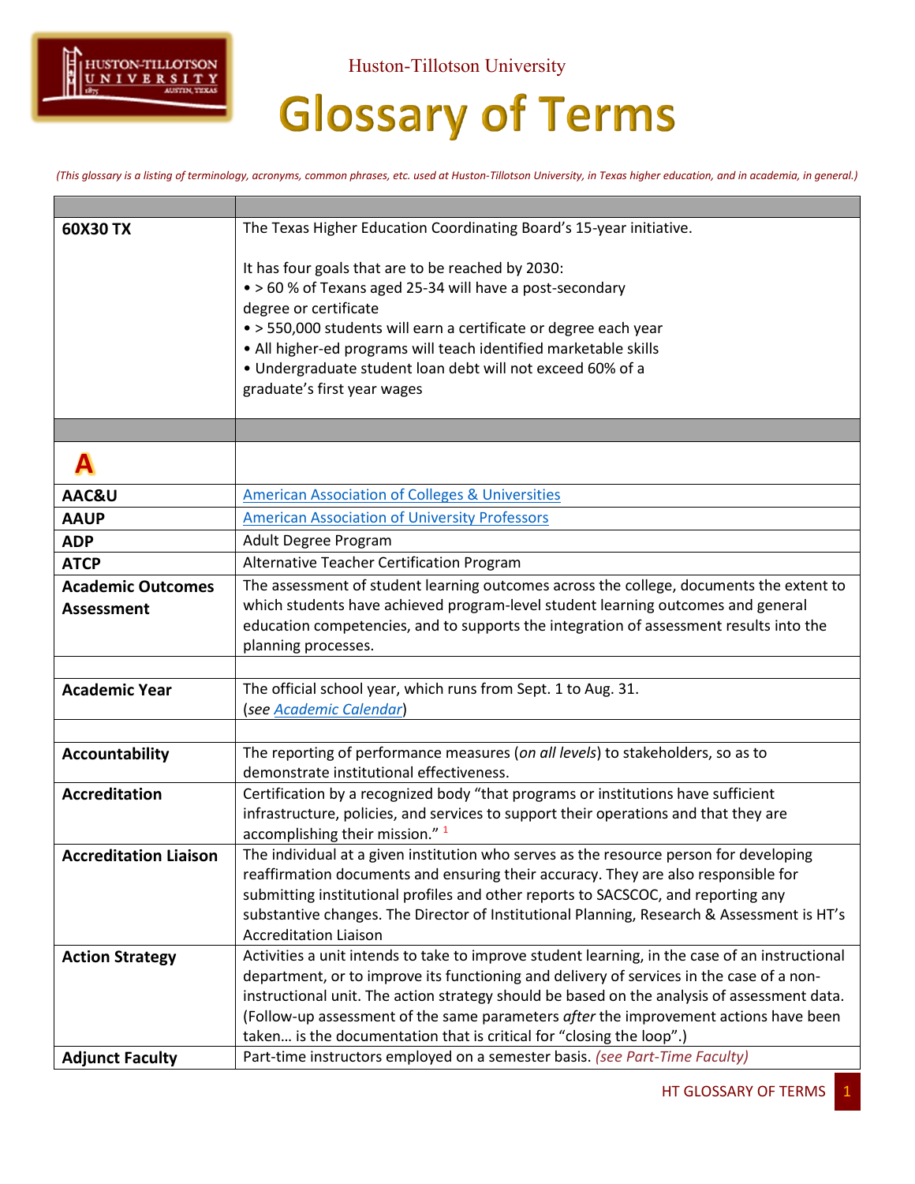Huston-Tillotson University

# Glossary of Terms

*(This glossary is a listing of terminology, acronyms, common phrases, etc. used at Huston-Tillotson University, in Texas higher education, and in academia, in general.)*

| | |
|---|---|
| **60X30 TX** | The Texas Higher Education Coordinating Board's 15-year initiative.<br><br>It has four goals that are to be reached by 2030:<br>• > 60 % of Texans aged 25-34 will have a post-secondary degree or certificate<br>• > 550,000 students will earn a certificate or degree each year<br>• All higher-ed programs will teach identified marketable skills<br>• Undergraduate student loan debt will not exceed 60% of a graduate's first year wages |
| | |
| **A** | |
| **AAC&U** | American Association of Colleges & Universities |
| **AAUP** | American Association of University Professors |
| **ADP** | Adult Degree Program |
| **ATCP** | Alternative Teacher Certification Program |
| **Academic Outcomes Assessment** | The assessment of student learning outcomes across the college, documents the extent to which students have achieved program-level student learning outcomes and general education competencies, and to supports the integration of assessment results into the planning processes. |
| | |
| **Academic Year** | The official school year, which runs from Sept. 1 to Aug. 31.<br>(*see Academic Calendar*) |
| | |
| **Accountability** | The reporting of performance measures (*on all levels*) to stakeholders, so as to demonstrate institutional effectiveness. |
| **Accreditation** | Certification by a recognized body "that programs or institutions have sufficient infrastructure, policies, and services to support their operations and that they are accomplishing their mission." [1] |
| **Accreditation Liaison** | The individual at a given institution who serves as the resource person for developing reaffirmation documents and ensuring their accuracy. They are also responsible for submitting institutional profiles and other reports to SACSCOC, and reporting any substantive changes. The Director of Institutional Planning, Research & Assessment is HT's Accreditation Liaison |
| **Action Strategy** | Activities a unit intends to take to improve student learning, in the case of an instructional department, or to improve its functioning and delivery of services in the case of a non-instructional unit. The action strategy should be based on the analysis of assessment data. (Follow-up assessment of the same parameters *after* the improvement actions have been taken… is the documentation that is critical for "closing the loop".) |
| **Adjunct Faculty** | Part-time instructors employed on a semester basis. *(see Part-Time Faculty)* |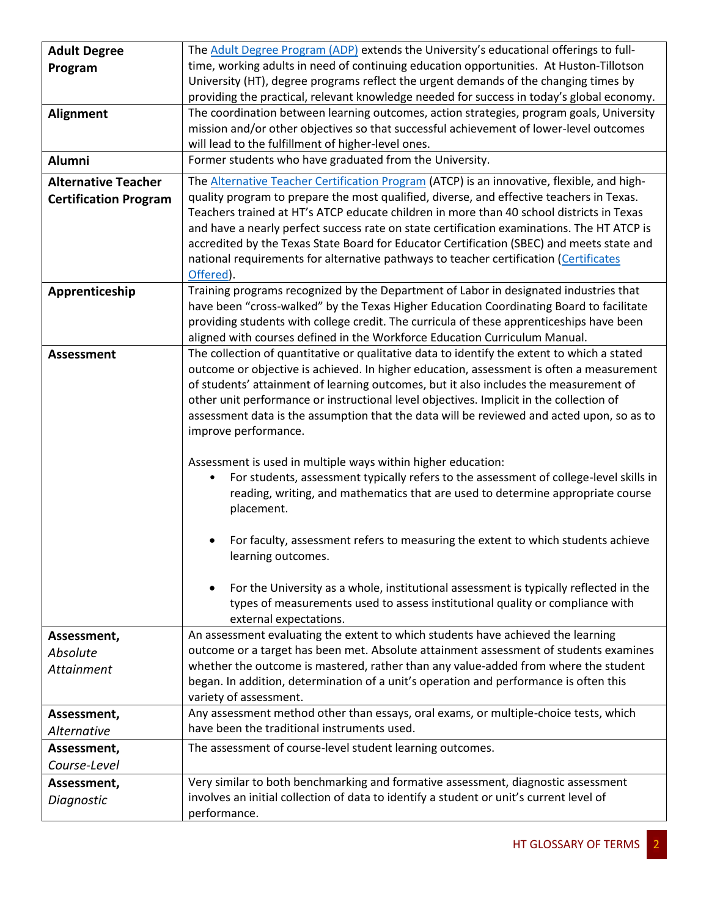| | |
|---|---|
| **Adult Degree Program** | The Adult Degree Program (ADP) extends the University's educational offerings to full-time, working adults in need of continuing education opportunities. At Huston-Tillotson University (HT), degree programs reflect the urgent demands of the changing times by providing the practical, relevant knowledge needed for success in today's global economy. |
| **Alignment** | The coordination between learning outcomes, action strategies, program goals, University mission and/or other objectives so that successful achievement of lower-level outcomes will lead to the fulfillment of higher-level ones. |
| **Alumni** | Former students who have graduated from the University. |
| **Alternative Teacher Certification Program** | The Alternative Teacher Certification Program (ATCP) is an innovative, flexible, and high-quality program to prepare the most qualified, diverse, and effective teachers in Texas. Teachers trained at HT's ATCP educate children in more than 40 school districts in Texas and have a nearly perfect success rate on state certification examinations. The HT ATCP is accredited by the Texas State Board for Educator Certification (SBEC) and meets state and national requirements for alternative pathways to teacher certification (Certificates Offered). |
| **Apprenticeship** | Training programs recognized by the Department of Labor in designated industries that have been "cross-walked" by the Texas Higher Education Coordinating Board to facilitate providing students with college credit. The curricula of these apprenticeships have been aligned with courses defined in the Workforce Education Curriculum Manual. |
| **Assessment** | The collection of quantitative or qualitative data to identify the extent to which a stated outcome or objective is achieved. In higher education, assessment is often a measurement of students' attainment of learning outcomes, but it also includes the measurement of other unit performance or instructional level objectives. Implicit in the collection of assessment data is the assumption that the data will be reviewed and acted upon, so as to improve performance.<br><br>Assessment is used in multiple ways within higher education:<br>• For students, assessment typically refers to the assessment of college-level skills in reading, writing, and mathematics that are used to determine appropriate course placement.<br>• For faculty, assessment refers to measuring the extent to which students achieve learning outcomes.<br>• For the University as a whole, institutional assessment is typically reflected in the types of measurements used to assess institutional quality or compliance with external expectations. |
| **Assessment,** *Absolute Attainment* | An assessment evaluating the extent to which students have achieved the learning outcome or a target has been met. Absolute attainment assessment of students examines whether the outcome is mastered, rather than any value-added from where the student began. In addition, determination of a unit's operation and performance is often this variety of assessment. |
| **Assessment,** *Alternative* | Any assessment method other than essays, oral exams, or multiple-choice tests, which have been the traditional instruments used. |
| **Assessment,** *Course-Level* | The assessment of course-level student learning outcomes. |
| **Assessment,** *Diagnostic* | Very similar to both benchmarking and formative assessment, diagnostic assessment involves an initial collection of data to identify a student or unit's current level of performance. |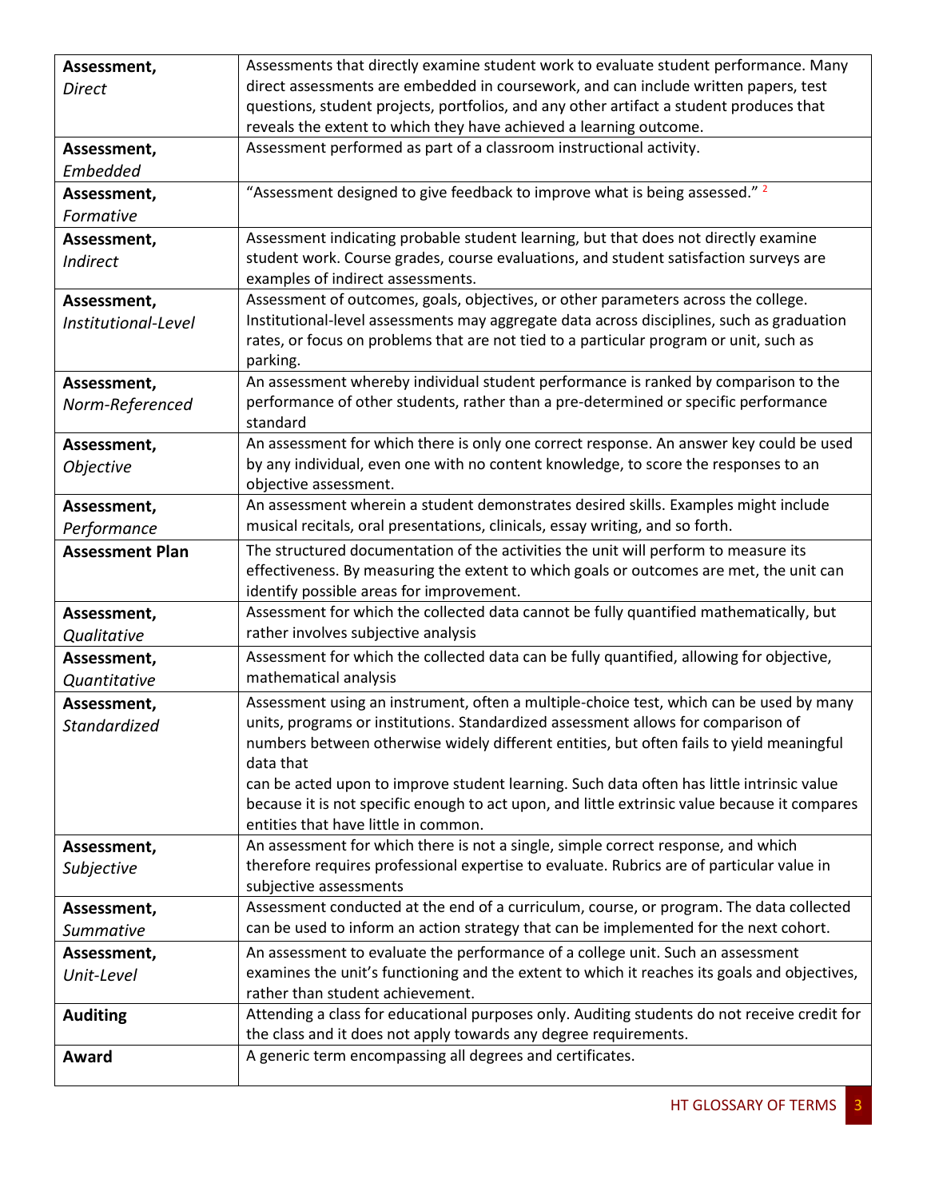| | |
|---|---|
| **Assessment,** *Direct* | Assessments that directly examine student work to evaluate student performance. Many direct assessments are embedded in coursework, and can include written papers, test questions, student projects, portfolios, and any other artifact a student produces that reveals the extent to which they have achieved a learning outcome. |
| **Assessment,** *Embedded* | Assessment performed as part of a classroom instructional activity. |
| **Assessment,** *Formative* | "Assessment designed to give feedback to improve what is being assessed." [2] |
| **Assessment,** *Indirect* | Assessment indicating probable student learning, but that does not directly examine student work. Course grades, course evaluations, and student satisfaction surveys are examples of indirect assessments. |
| **Assessment,** *Institutional-Level* | Assessment of outcomes, goals, objectives, or other parameters across the college. Institutional-level assessments may aggregate data across disciplines, such as graduation rates, or focus on problems that are not tied to a particular program or unit, such as parking. |
| **Assessment,** *Norm-Referenced* | An assessment whereby individual student performance is ranked by comparison to the performance of other students, rather than a pre-determined or specific performance standard |
| **Assessment,** *Objective* | An assessment for which there is only one correct response. An answer key could be used by any individual, even one with no content knowledge, to score the responses to an objective assessment. |
| **Assessment,** *Performance* | An assessment wherein a student demonstrates desired skills. Examples might include musical recitals, oral presentations, clinicals, essay writing, and so forth. |
| **Assessment Plan** | The structured documentation of the activities the unit will perform to measure its effectiveness. By measuring the extent to which goals or outcomes are met, the unit can identify possible areas for improvement. |
| **Assessment,** *Qualitative* | Assessment for which the collected data cannot be fully quantified mathematically, but rather involves subjective analysis |
| **Assessment,** *Quantitative* | Assessment for which the collected data can be fully quantified, allowing for objective, mathematical analysis |
| **Assessment,** *Standardized* | Assessment using an instrument, often a multiple-choice test, which can be used by many units, programs or institutions. Standardized assessment allows for comparison of numbers between otherwise widely different entities, but often fails to yield meaningful data that can be acted upon to improve student learning. Such data often has little intrinsic value because it is not specific enough to act upon, and little extrinsic value because it compares entities that have little in common. |
| **Assessment,** *Subjective* | An assessment for which there is not a single, simple correct response, and which therefore requires professional expertise to evaluate. Rubrics are of particular value in subjective assessments |
| **Assessment,** *Summative* | Assessment conducted at the end of a curriculum, course, or program. The data collected can be used to inform an action strategy that can be implemented for the next cohort. |
| **Assessment,** *Unit-Level* | An assessment to evaluate the performance of a college unit. Such an assessment examines the unit's functioning and the extent to which it reaches its goals and objectives, rather than student achievement. |
| **Auditing** | Attending a class for educational purposes only. Auditing students do not receive credit for the class and it does not apply towards any degree requirements. |
| **Award** | A generic term encompassing all degrees and certificates. |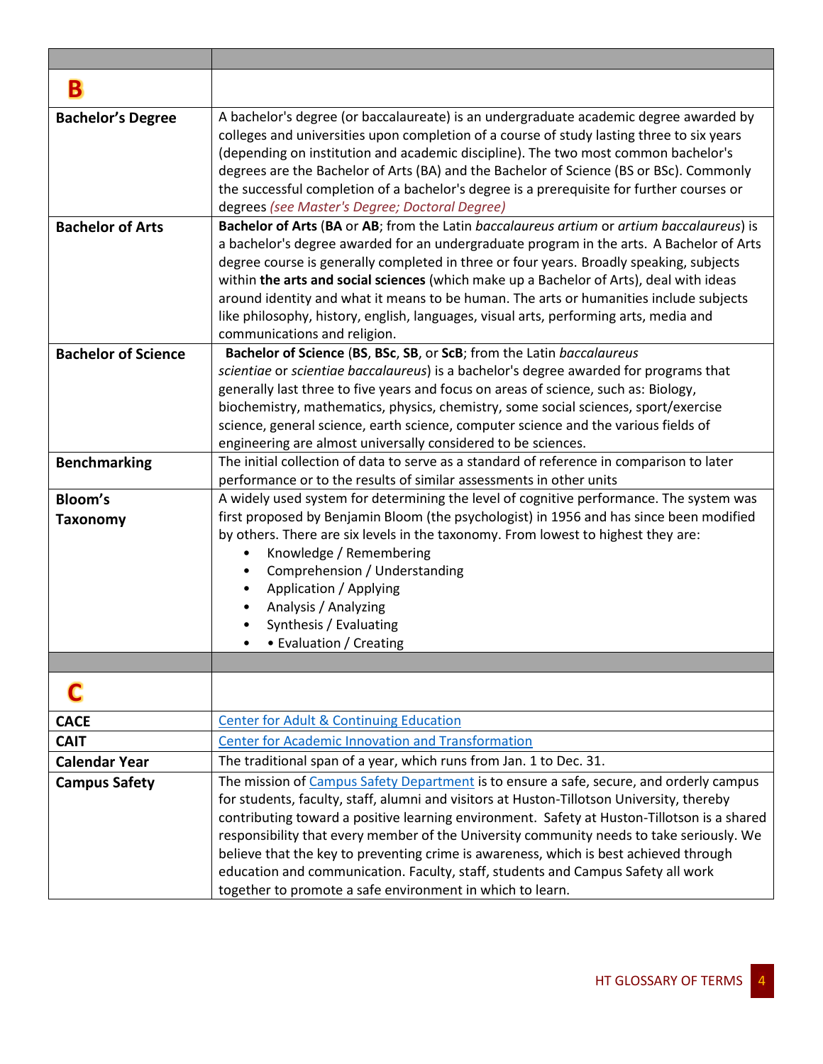| | |
|---|---|
| **B** | |
| **Bachelor's Degree** | A bachelor's degree (or baccalaureate) is an undergraduate academic degree awarded by colleges and universities upon completion of a course of study lasting three to six years (depending on institution and academic discipline). The two most common bachelor's degrees are the Bachelor of Arts (BA) and the Bachelor of Science (BS or BSc). Commonly the successful completion of a bachelor's degree is a prerequisite for further courses or degrees *(see Master's Degree; Doctoral Degree)* |
| **Bachelor of Arts** | **Bachelor of Arts** (**BA** or **AB**; from the Latin *baccalaureus artium* or *artium baccalaureus*) is a bachelor's degree awarded for an undergraduate program in the arts. A Bachelor of Arts degree course is generally completed in three or four years. Broadly speaking, subjects within **the arts and social sciences** (which make up a Bachelor of Arts), deal with ideas around identity and what it means to be human. The arts or humanities include subjects like philosophy, history, english, languages, visual arts, performing arts, media and communications and religion. |
| **Bachelor of Science** | **Bachelor of Science** (**BS**, **BSc**, **SB**, or **ScB**; from the Latin *baccalaureus scientiae* or *scientiae baccalaureus*) is a bachelor's degree awarded for programs that generally last three to five years and focus on areas of science, such as: Biology, biochemistry, mathematics, physics, chemistry, some social sciences, sport/exercise science, general science, earth science, computer science and the various fields of engineering are almost universally considered to be sciences. |
| **Benchmarking** | The initial collection of data to serve as a standard of reference in comparison to later performance or to the results of similar assessments in other units |
| **Bloom's Taxonomy** | A widely used system for determining the level of cognitive performance. The system was first proposed by Benjamin Bloom (the psychologist) in 1956 and has since been modified by others. There are six levels in the taxonomy. From lowest to highest they are: <br>• Knowledge / Remembering <br>• Comprehension / Understanding <br>• Application / Applying <br>• Analysis / Analyzing <br>• Synthesis / Evaluating <br>• • Evaluation / Creating |
| | |
| **C** | |
| **CACE** | Center for Adult & Continuing Education |
| **CAIT** | Center for Academic Innovation and Transformation |
| **Calendar Year** | The traditional span of a year, which runs from Jan. 1 to Dec. 31. |
| **Campus Safety** | The mission of Campus Safety Department is to ensure a safe, secure, and orderly campus for students, faculty, staff, alumni and visitors at Huston-Tillotson University, thereby contributing toward a positive learning environment. Safety at Huston-Tillotson is a shared responsibility that every member of the University community needs to take seriously. We believe that the key to preventing crime is awareness, which is best achieved through education and communication. Faculty, staff, students and Campus Safety all work together to promote a safe environment in which to learn. |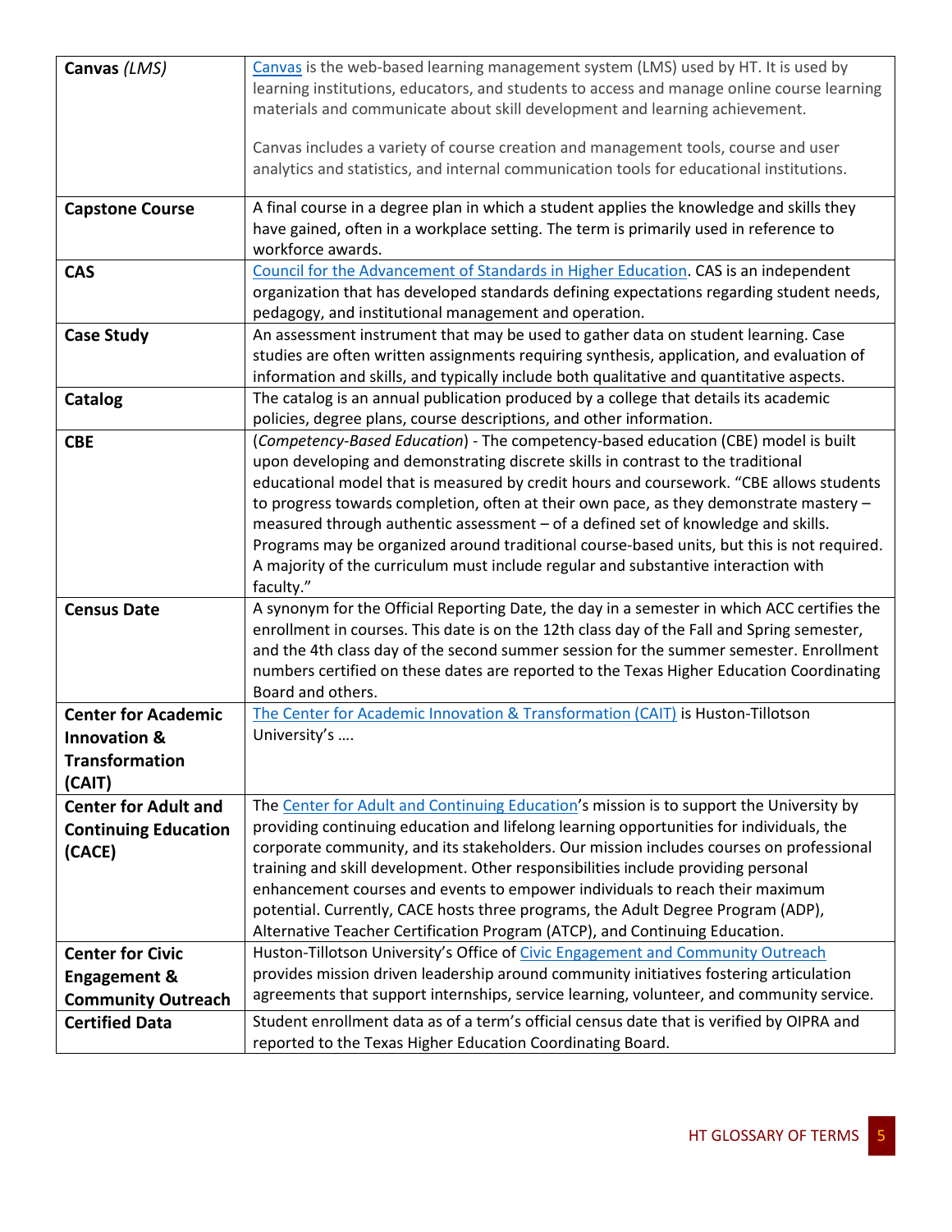| | |
|---|---|
| **Canvas** *(LMS)* | Canvas is the web-based learning management system (LMS) used by HT. It is used by learning institutions, educators, and students to access and manage online course learning materials and communicate about skill development and learning achievement.<br><br>Canvas includes a variety of course creation and management tools, course and user analytics and statistics, and internal communication tools for educational institutions. |
| **Capstone Course** | A final course in a degree plan in which a student applies the knowledge and skills they have gained, often in a workplace setting. The term is primarily used in reference to workforce awards. |
| **CAS** | Council for the Advancement of Standards in Higher Education. CAS is an independent organization that has developed standards defining expectations regarding student needs, pedagogy, and institutional management and operation. |
| **Case Study** | An assessment instrument that may be used to gather data on student learning. Case studies are often written assignments requiring synthesis, application, and evaluation of information and skills, and typically include both qualitative and quantitative aspects. |
| **Catalog** | The catalog is an annual publication produced by a college that details its academic policies, degree plans, course descriptions, and other information. |
| **CBE** | (*Competency-Based Education*) - The competency-based education (CBE) model is built upon developing and demonstrating discrete skills in contrast to the traditional educational model that is measured by credit hours and coursework. "CBE allows students to progress towards completion, often at their own pace, as they demonstrate mastery – measured through authentic assessment – of a defined set of knowledge and skills. Programs may be organized around traditional course-based units, but this is not required. A majority of the curriculum must include regular and substantive interaction with faculty." |
| **Census Date** | A synonym for the Official Reporting Date, the day in a semester in which ACC certifies the enrollment in courses. This date is on the 12th class day of the Fall and Spring semester, and the 4th class day of the second summer session for the summer semester. Enrollment numbers certified on these dates are reported to the Texas Higher Education Coordinating Board and others. |
| **Center for Academic Innovation & Transformation (CAIT)** | The Center for Academic Innovation & Transformation (CAIT) is Huston-Tillotson University's …. |
| **Center for Adult and Continuing Education (CACE)** | The Center for Adult and Continuing Education's mission is to support the University by providing continuing education and lifelong learning opportunities for individuals, the corporate community, and its stakeholders. Our mission includes courses on professional training and skill development. Other responsibilities include providing personal enhancement courses and events to empower individuals to reach their maximum potential. Currently, CACE hosts three programs, the Adult Degree Program (ADP), Alternative Teacher Certification Program (ATCP), and Continuing Education. |
| **Center for Civic Engagement & Community Outreach** | Huston-Tillotson University's Office of Civic Engagement and Community Outreach provides mission driven leadership around community initiatives fostering articulation agreements that support internships, service learning, volunteer, and community service. |
| **Certified Data** | Student enrollment data as of a term's official census date that is verified by OIPRA and reported to the Texas Higher Education Coordinating Board. |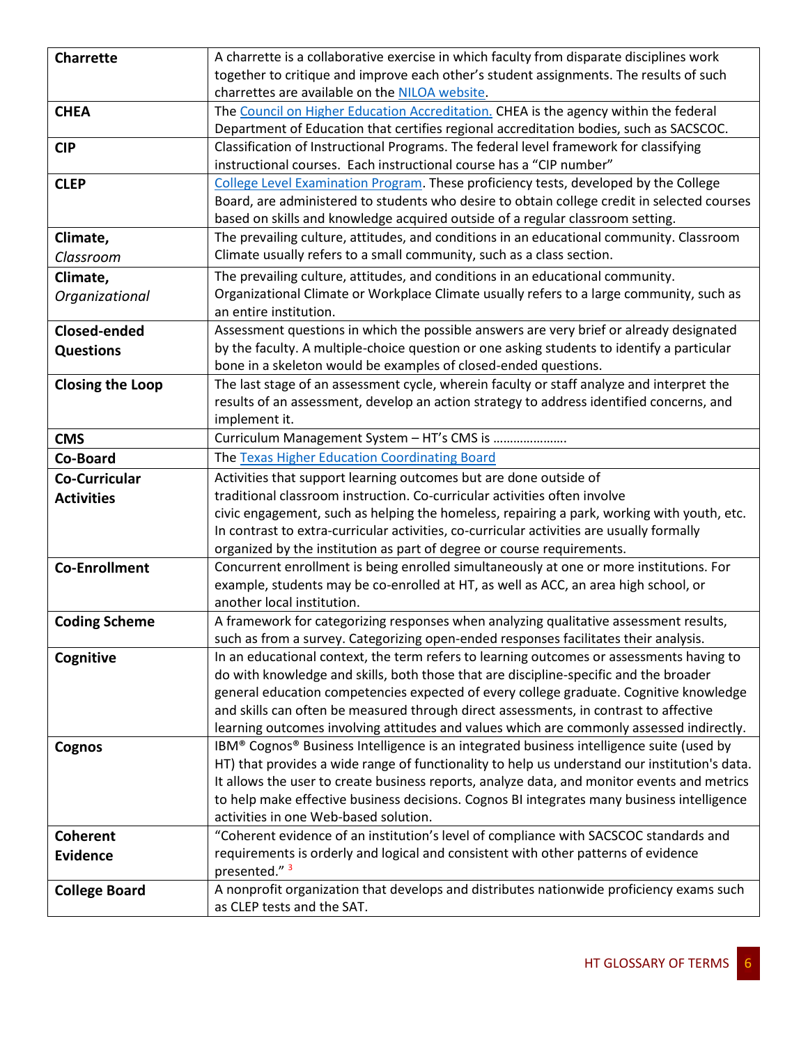| | |
|---|---|
| **Charrette** | A charrette is a collaborative exercise in which faculty from disparate disciplines work together to critique and improve each other's student assignments. The results of such charrettes are available on the NILOA website. |
| **CHEA** | The Council on Higher Education Accreditation. CHEA is the agency within the federal Department of Education that certifies regional accreditation bodies, such as SACSCOC. |
| **CIP** | Classification of Instructional Programs. The federal level framework for classifying instructional courses. Each instructional course has a "CIP number" |
| **CLEP** | College Level Examination Program. These proficiency tests, developed by the College Board, are administered to students who desire to obtain college credit in selected courses based on skills and knowledge acquired outside of a regular classroom setting. |
| **Climate,** *Classroom* | The prevailing culture, attitudes, and conditions in an educational community. Classroom Climate usually refers to a small community, such as a class section. |
| **Climate,** *Organizational* | The prevailing culture, attitudes, and conditions in an educational community. Organizational Climate or Workplace Climate usually refers to a large community, such as an entire institution. |
| **Closed-ended Questions** | Assessment questions in which the possible answers are very brief or already designated by the faculty. A multiple-choice question or one asking students to identify a particular bone in a skeleton would be examples of closed-ended questions. |
| **Closing the Loop** | The last stage of an assessment cycle, wherein faculty or staff analyze and interpret the results of an assessment, develop an action strategy to address identified concerns, and implement it. |
| **CMS** | Curriculum Management System – HT's CMS is ………………… |
| **Co-Board** | The Texas Higher Education Coordinating Board |
| **Co-Curricular Activities** | Activities that support learning outcomes but are done outside of traditional classroom instruction. Co-curricular activities often involve civic engagement, such as helping the homeless, repairing a park, working with youth, etc. In contrast to extra-curricular activities, co-curricular activities are usually formally organized by the institution as part of degree or course requirements. |
| **Co-Enrollment** | Concurrent enrollment is being enrolled simultaneously at one or more institutions. For example, students may be co-enrolled at HT, as well as ACC, an area high school, or another local institution. |
| **Coding Scheme** | A framework for categorizing responses when analyzing qualitative assessment results, such as from a survey. Categorizing open-ended responses facilitates their analysis. |
| **Cognitive** | In an educational context, the term refers to learning outcomes or assessments having to do with knowledge and skills, both those that are discipline-specific and the broader general education competencies expected of every college graduate. Cognitive knowledge and skills can often be measured through direct assessments, in contrast to affective learning outcomes involving attitudes and values which are commonly assessed indirectly. |
| **Cognos** | IBM® Cognos® Business Intelligence is an integrated business intelligence suite (used by HT) that provides a wide range of functionality to help us understand our institution's data. It allows the user to create business reports, analyze data, and monitor events and metrics to help make effective business decisions. Cognos BI integrates many business intelligence activities in one Web-based solution. |
| **Coherent Evidence** | "Coherent evidence of an institution's level of compliance with SACSCOC standards and requirements is orderly and logical and consistent with other patterns of evidence presented." [3] |
| **College Board** | A nonprofit organization that develops and distributes nationwide proficiency exams such as CLEP tests and the SAT. |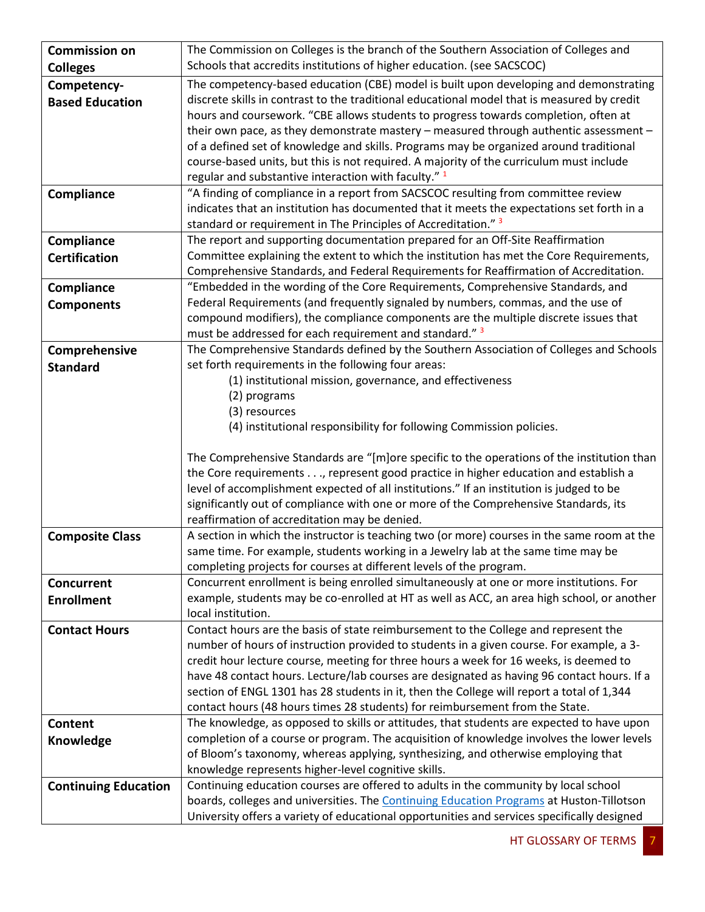| | |
|---|---|
| **Commission on Colleges** | The Commission on Colleges is the branch of the Southern Association of Colleges and Schools that accredits institutions of higher education. (see SACSCOC) |
| **Competency-Based Education** | The competency-based education (CBE) model is built upon developing and demonstrating discrete skills in contrast to the traditional educational model that is measured by credit hours and coursework. "CBE allows students to progress towards completion, often at their own pace, as they demonstrate mastery – measured through authentic assessment – of a defined set of knowledge and skills. Programs may be organized around traditional course-based units, but this is not required. A majority of the curriculum must include regular and substantive interaction with faculty." [1] |
| **Compliance** | "A finding of compliance in a report from SACSCOC resulting from committee review indicates that an institution has documented that it meets the expectations set forth in a standard or requirement in The Principles of Accreditation." [3] |
| **Compliance Certification** | The report and supporting documentation prepared for an Off-Site Reaffirmation Committee explaining the extent to which the institution has met the Core Requirements, Comprehensive Standards, and Federal Requirements for Reaffirmation of Accreditation. |
| **Compliance Components** | "Embedded in the wording of the Core Requirements, Comprehensive Standards, and Federal Requirements (and frequently signaled by numbers, commas, and the use of compound modifiers), the compliance components are the multiple discrete issues that must be addressed for each requirement and standard." [3] |
| **Comprehensive Standard** | The Comprehensive Standards defined by the Southern Association of Colleges and Schools set forth requirements in the following four areas:<br>(1) institutional mission, governance, and effectiveness<br>(2) programs<br>(3) resources<br>(4) institutional responsibility for following Commission policies.<br><br>The Comprehensive Standards are "[m]ore specific to the operations of the institution than the Core requirements . . ., represent good practice in higher education and establish a level of accomplishment expected of all institutions." If an institution is judged to be significantly out of compliance with one or more of the Comprehensive Standards, its reaffirmation of accreditation may be denied. |
| **Composite Class** | A section in which the instructor is teaching two (or more) courses in the same room at the same time. For example, students working in a Jewelry lab at the same time may be completing projects for courses at different levels of the program. |
| **Concurrent Enrollment** | Concurrent enrollment is being enrolled simultaneously at one or more institutions. For example, students may be co-enrolled at HT as well as ACC, an area high school, or another local institution. |
| **Contact Hours** | Contact hours are the basis of state reimbursement to the College and represent the number of hours of instruction provided to students in a given course. For example, a 3-credit hour lecture course, meeting for three hours a week for 16 weeks, is deemed to have 48 contact hours. Lecture/lab courses are designated as having 96 contact hours. If a section of ENGL 1301 has 28 students in it, then the College will report a total of 1,344 contact hours (48 hours times 28 students) for reimbursement from the State. |
| **Content Knowledge** | The knowledge, as opposed to skills or attitudes, that students are expected to have upon completion of a course or program. The acquisition of knowledge involves the lower levels of Bloom's taxonomy, whereas applying, synthesizing, and otherwise employing that knowledge represents higher-level cognitive skills. |
| **Continuing Education** | Continuing education courses are offered to adults in the community by local school boards, colleges and universities. The Continuing Education Programs at Huston-Tillotson University offers a variety of educational opportunities and services specifically designed |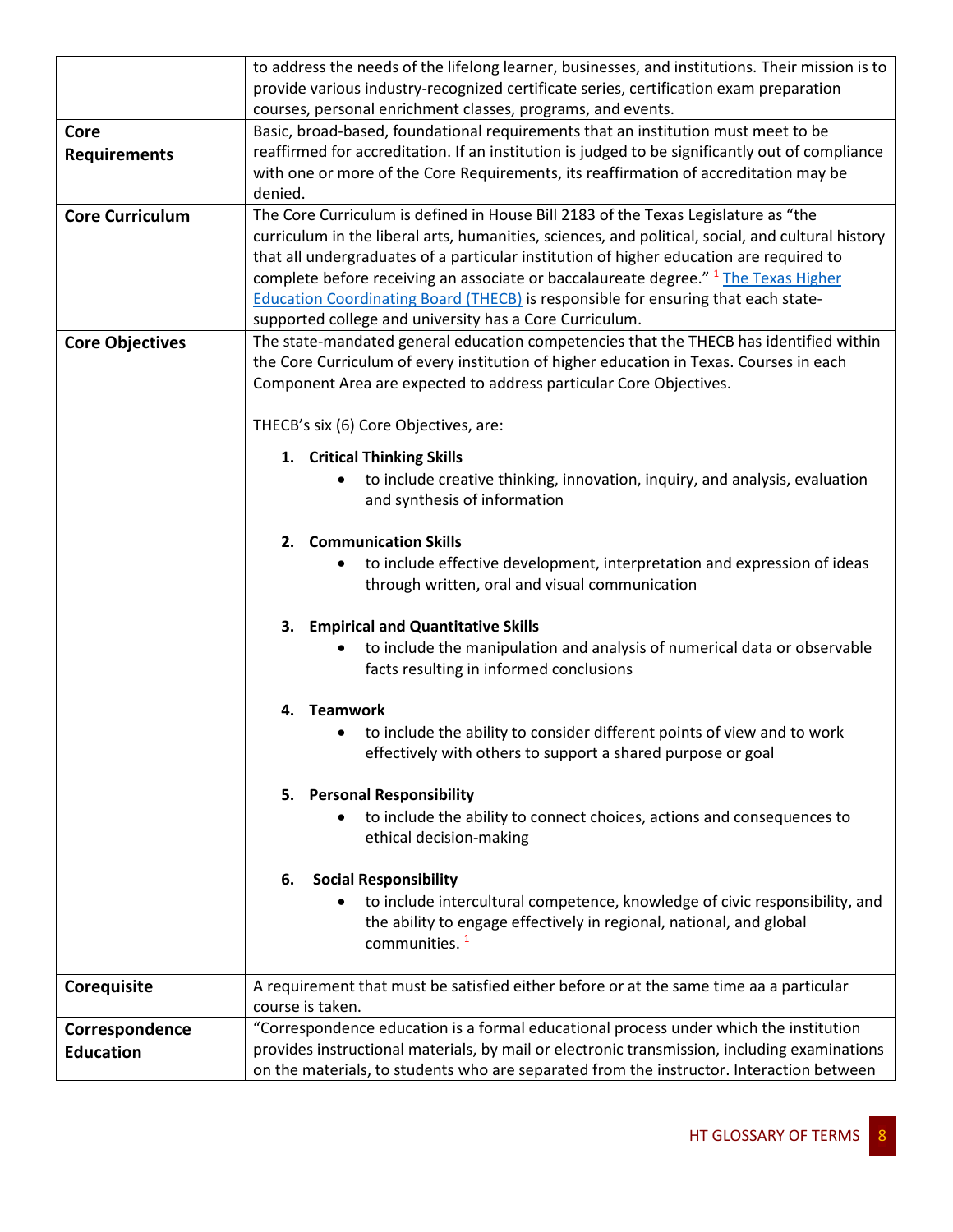| | |
|---|---|
| | to address the needs of the lifelong learner, businesses, and institutions. Their mission is to provide various industry-recognized certificate series, certification exam preparation courses, personal enrichment classes, programs, and events. |
| **Core Requirements** | Basic, broad-based, foundational requirements that an institution must meet to be reaffirmed for accreditation. If an institution is judged to be significantly out of compliance with one or more of the Core Requirements, its reaffirmation of accreditation may be denied. |
| **Core Curriculum** | The Core Curriculum is defined in House Bill 2183 of the Texas Legislature as "the curriculum in the liberal arts, humanities, sciences, and political, social, and cultural history that all undergraduates of a particular institution of higher education are required to complete before receiving an associate or baccalaureate degree." [1] The Texas Higher Education Coordinating Board (THECB) is responsible for ensuring that each state-supported college and university has a Core Curriculum. |
| **Core Objectives** | The state-mandated general education competencies that the THECB has identified within the Core Curriculum of every institution of higher education in Texas. Courses in each Component Area are expected to address particular Core Objectives.<br><br>THECB's six (6) Core Objectives, are:<br><br>1. **Critical Thinking Skills**<br>• to include creative thinking, innovation, inquiry, and analysis, evaluation and synthesis of information<br><br>2. **Communication Skills**<br>• to include effective development, interpretation and expression of ideas through written, oral and visual communication<br><br>3. **Empirical and Quantitative Skills**<br>• to include the manipulation and analysis of numerical data or observable facts resulting in informed conclusions<br><br>4. **Teamwork**<br>• to include the ability to consider different points of view and to work effectively with others to support a shared purpose or goal<br><br>5. **Personal Responsibility**<br>• to include the ability to connect choices, actions and consequences to ethical decision-making<br><br>6. **Social Responsibility**<br>• to include intercultural competence, knowledge of civic responsibility, and the ability to engage effectively in regional, national, and global communities. [1] |
| **Corequisite** | A requirement that must be satisfied either before or at the same time aa a particular course is taken. |
| **Correspondence Education** | "Correspondence education is a formal educational process under which the institution provides instructional materials, by mail or electronic transmission, including examinations on the materials, to students who are separated from the instructor. Interaction between |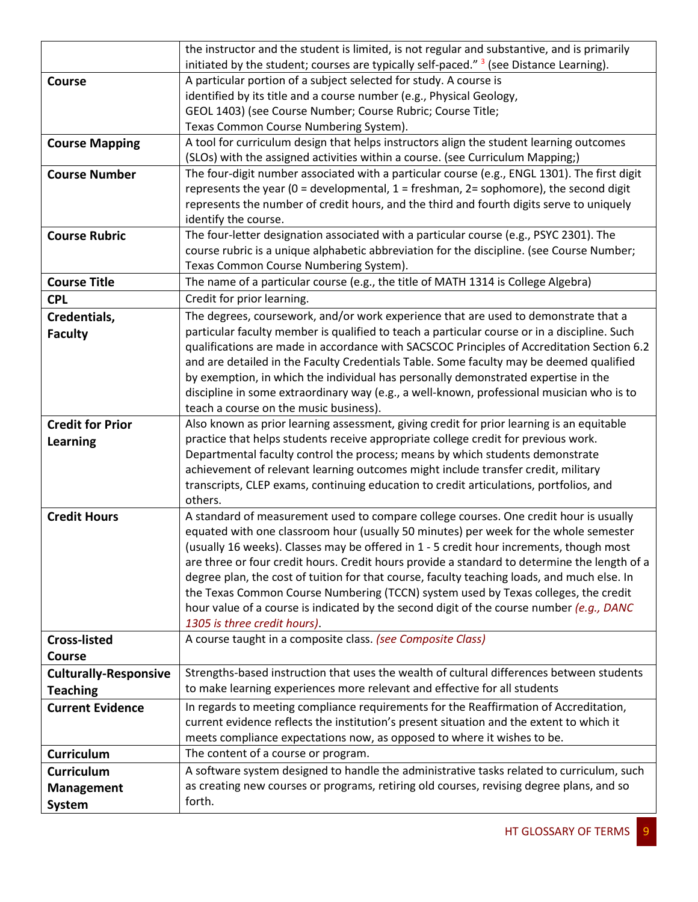| | |
|---|---|
| | the instructor and the student is limited, is not regular and substantive, and is primarily initiated by the student; courses are typically self-paced." [3] (see Distance Learning). |
| **Course** | A particular portion of a subject selected for study. A course is identified by its title and a course number (e.g., Physical Geology, GEOL 1403) (see Course Number; Course Rubric; Course Title; Texas Common Course Numbering System). |
| **Course Mapping** | A tool for curriculum design that helps instructors align the student learning outcomes (SLOs) with the assigned activities within a course. (see Curriculum Mapping;) |
| **Course Number** | The four-digit number associated with a particular course (e.g., ENGL 1301). The first digit represents the year (0 = developmental, 1 = freshman, 2= sophomore), the second digit represents the number of credit hours, and the third and fourth digits serve to uniquely identify the course. |
| **Course Rubric** | The four-letter designation associated with a particular course (e.g., PSYC 2301). The course rubric is a unique alphabetic abbreviation for the discipline. (see Course Number; Texas Common Course Numbering System). |
| **Course Title** | The name of a particular course (e.g., the title of MATH 1314 is College Algebra) |
| **CPL** | Credit for prior learning. |
| **Credentials, Faculty** | The degrees, coursework, and/or work experience that are used to demonstrate that a particular faculty member is qualified to teach a particular course or in a discipline. Such qualifications are made in accordance with SACSCOC Principles of Accreditation Section 6.2 and are detailed in the Faculty Credentials Table. Some faculty may be deemed qualified by exemption, in which the individual has personally demonstrated expertise in the discipline in some extraordinary way (e.g., a well-known, professional musician who is to teach a course on the music business). |
| **Credit for Prior Learning** | Also known as prior learning assessment, giving credit for prior learning is an equitable practice that helps students receive appropriate college credit for previous work. Departmental faculty control the process; means by which students demonstrate achievement of relevant learning outcomes might include transfer credit, military transcripts, CLEP exams, continuing education to credit articulations, portfolios, and others. |
| **Credit Hours** | A standard of measurement used to compare college courses. One credit hour is usually equated with one classroom hour (usually 50 minutes) per week for the whole semester (usually 16 weeks). Classes may be offered in 1 - 5 credit hour increments, though most are three or four credit hours. Credit hours provide a standard to determine the length of a degree plan, the cost of tuition for that course, faculty teaching loads, and much else. In the Texas Common Course Numbering (TCCN) system used by Texas colleges, the credit hour value of a course is indicated by the second digit of the course number *(e.g., DANC 1305 is three credit hours)*. |
| **Cross-listed Course** | A course taught in a composite class. *(see Composite Class)* |
| **Culturally-Responsive Teaching** | Strengths-based instruction that uses the wealth of cultural differences between students to make learning experiences more relevant and effective for all students |
| **Current Evidence** | In regards to meeting compliance requirements for the Reaffirmation of Accreditation, current evidence reflects the institution's present situation and the extent to which it meets compliance expectations now, as opposed to where it wishes to be. |
| **Curriculum** | The content of a course or program. |
| **Curriculum Management System** | A software system designed to handle the administrative tasks related to curriculum, such as creating new courses or programs, retiring old courses, revising degree plans, and so forth. |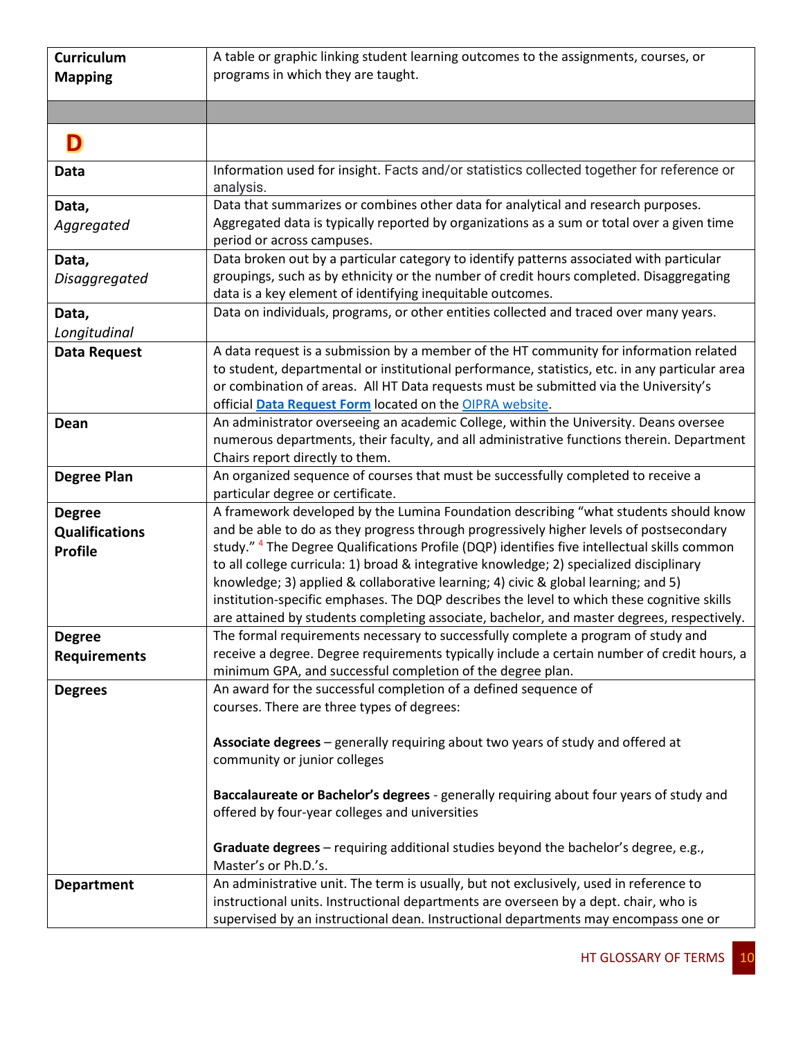| Term | Definition |
|---|---|
| **Curriculum Mapping** | A table or graphic linking student learning outcomes to the assignments, courses, or programs in which they are taught. |
| | |
| **D** | |
| **Data** | Information used for insight. Facts and/or statistics collected together for reference or analysis. |
| **Data,** *Aggregated* | Data that summarizes or combines other data for analytical and research purposes. Aggregated data is typically reported by organizations as a sum or total over a given time period or across campuses. |
| **Data,** *Disaggregated* | Data broken out by a particular category to identify patterns associated with particular groupings, such as by ethnicity or the number of credit hours completed. Disaggregating data is a key element of identifying inequitable outcomes. |
| **Data,** *Longitudinal* | Data on individuals, programs, or other entities collected and traced over many years. |
| **Data Request** | A data request is a submission by a member of the HT community for information related to student, departmental or institutional performance, statistics, etc. in any particular area or combination of areas. All HT Data requests must be submitted via the University's official **Data Request Form** located on the OIPRA website. |
| **Dean** | An administrator overseeing an academic College, within the University. Deans oversee numerous departments, their faculty, and all administrative functions therein. Department Chairs report directly to them. |
| **Degree Plan** | An organized sequence of courses that must be successfully completed to receive a particular degree or certificate. |
| **Degree Qualifications Profile** | A framework developed by the Lumina Foundation describing "what students should know and be able to do as they progress through progressively higher levels of postsecondary study." [4] The Degree Qualifications Profile (DQP) identifies five intellectual skills common to all college curricula: 1) broad & integrative knowledge; 2) specialized disciplinary knowledge; 3) applied & collaborative learning; 4) civic & global learning; and 5) institution-specific emphases. The DQP describes the level to which these cognitive skills are attained by students completing associate, bachelor, and master degrees, respectively. |
| **Degree Requirements** | The formal requirements necessary to successfully complete a program of study and receive a degree. Degree requirements typically include a certain number of credit hours, a minimum GPA, and successful completion of the degree plan. |
| **Degrees** | An award for the successful completion of a defined sequence of courses. There are three types of degrees:<br><br>**Associate degrees** – generally requiring about two years of study and offered at community or junior colleges<br><br>**Baccalaureate or Bachelor's degrees** - generally requiring about four years of study and offered by four-year colleges and universities<br><br>**Graduate degrees** – requiring additional studies beyond the bachelor's degree, e.g., Master's or Ph.D.'s. |
| **Department** | An administrative unit. The term is usually, but not exclusively, used in reference to instructional units. Instructional departments are overseen by a dept. chair, who is supervised by an instructional dean. Instructional departments may encompass one or |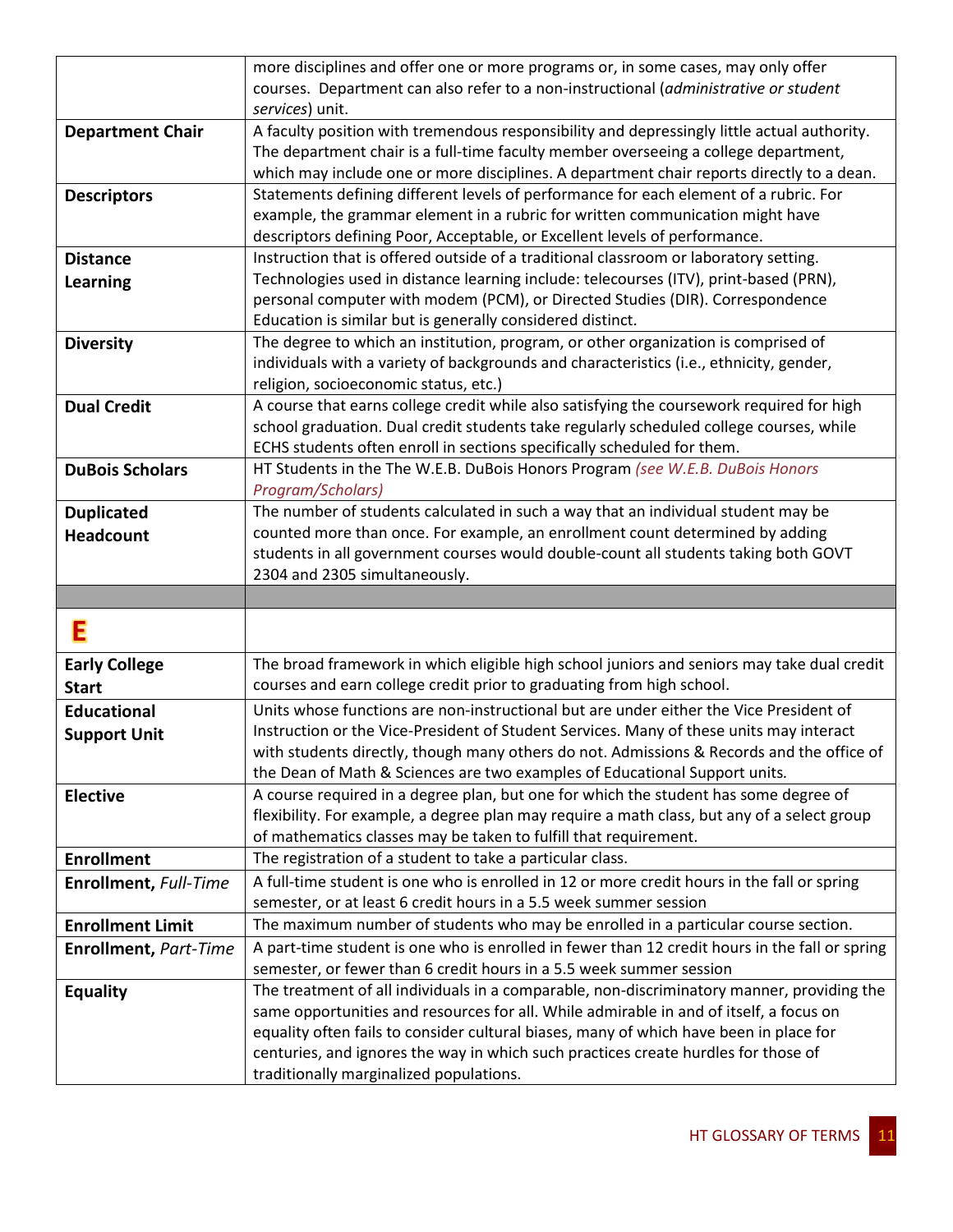| | |
|---|---|
| | more disciplines and offer one or more programs or, in some cases, may only offer courses. Department can also refer to a non-instructional (*administrative or student services*) unit. |
| **Department Chair** | A faculty position with tremendous responsibility and depressingly little actual authority. The department chair is a full-time faculty member overseeing a college department, which may include one or more disciplines. A department chair reports directly to a dean. |
| **Descriptors** | Statements defining different levels of performance for each element of a rubric. For example, the grammar element in a rubric for written communication might have descriptors defining Poor, Acceptable, or Excellent levels of performance. |
| **Distance Learning** | Instruction that is offered outside of a traditional classroom or laboratory setting. Technologies used in distance learning include: telecourses (ITV), print-based (PRN), personal computer with modem (PCM), or Directed Studies (DIR). Correspondence Education is similar but is generally considered distinct. |
| **Diversity** | The degree to which an institution, program, or other organization is comprised of individuals with a variety of backgrounds and characteristics (i.e., ethnicity, gender, religion, socioeconomic status, etc.) |
| **Dual Credit** | A course that earns college credit while also satisfying the coursework required for high school graduation. Dual credit students take regularly scheduled college courses, while ECHS students often enroll in sections specifically scheduled for them. |
| **DuBois Scholars** | HT Students in the The W.E.B. DuBois Honors Program *(see W.E.B. DuBois Honors Program/Scholars)* |
| **Duplicated Headcount** | The number of students calculated in such a way that an individual student may be counted more than once. For example, an enrollment count determined by adding students in all government courses would double-count all students taking both GOVT 2304 and 2305 simultaneously. |
| | |
| **E** | |
| **Early College Start** | The broad framework in which eligible high school juniors and seniors may take dual credit courses and earn college credit prior to graduating from high school. |
| **Educational Support Unit** | Units whose functions are non-instructional but are under either the Vice President of Instruction or the Vice-President of Student Services. Many of these units may interact with students directly, though many others do not. Admissions & Records and the office of the Dean of Math & Sciences are two examples of Educational Support units. |
| **Elective** | A course required in a degree plan, but one for which the student has some degree of flexibility. For example, a degree plan may require a math class, but any of a select group of mathematics classes may be taken to fulfill that requirement. |
| **Enrollment** | The registration of a student to take a particular class. |
| **Enrollment,** *Full-Time* | A full-time student is one who is enrolled in 12 or more credit hours in the fall or spring semester, or at least 6 credit hours in a 5.5 week summer session |
| **Enrollment Limit** | The maximum number of students who may be enrolled in a particular course section. |
| **Enrollment,** *Part-Time* | A part-time student is one who is enrolled in fewer than 12 credit hours in the fall or spring semester, or fewer than 6 credit hours in a 5.5 week summer session |
| **Equality** | The treatment of all individuals in a comparable, non-discriminatory manner, providing the same opportunities and resources for all. While admirable in and of itself, a focus on equality often fails to consider cultural biases, many of which have been in place for centuries, and ignores the way in which such practices create hurdles for those of traditionally marginalized populations. |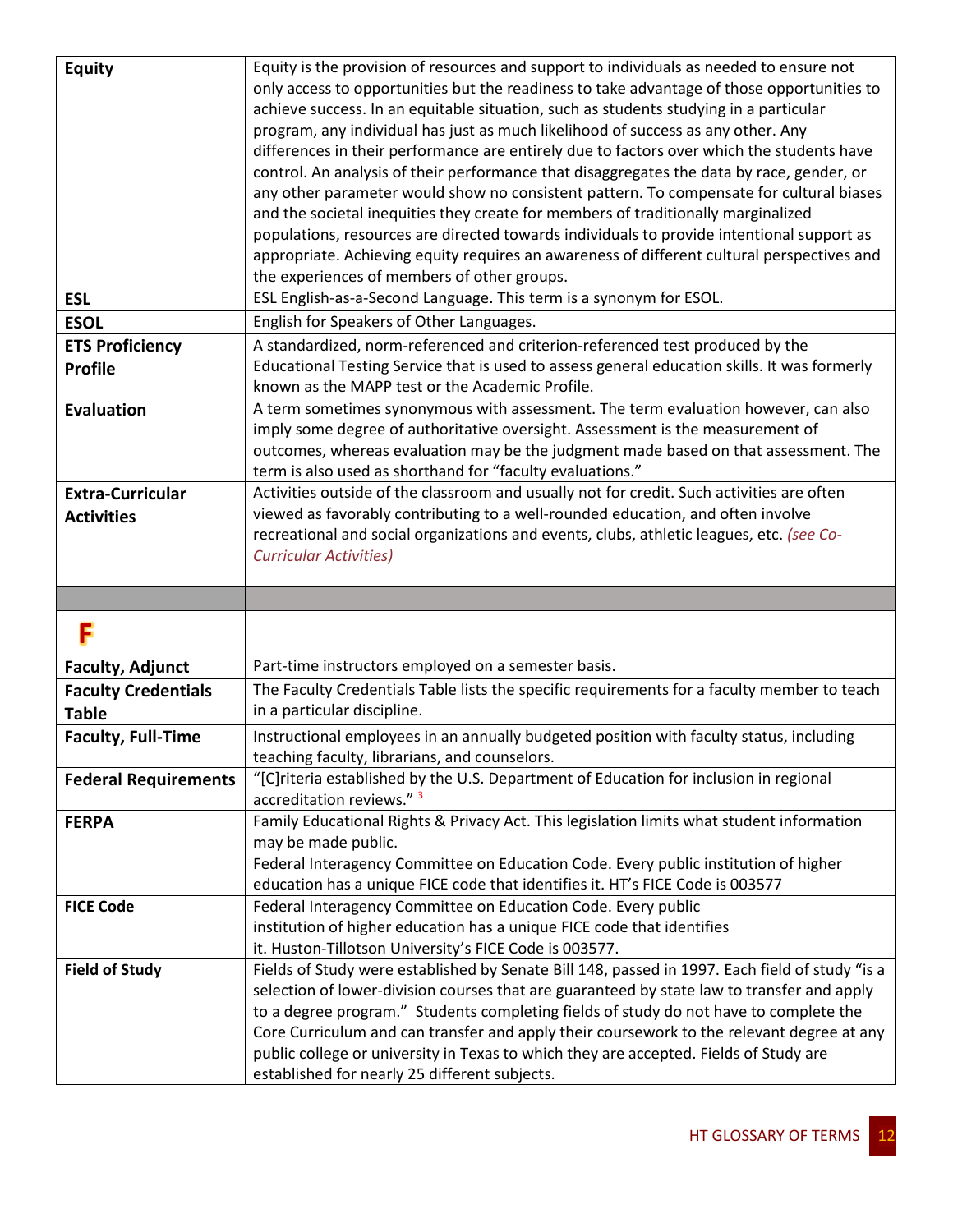| | |
|---|---|
| **Equity** | Equity is the provision of resources and support to individuals as needed to ensure not only access to opportunities but the readiness to take advantage of those opportunities to achieve success. In an equitable situation, such as students studying in a particular program, any individual has just as much likelihood of success as any other. Any differences in their performance are entirely due to factors over which the students have control. An analysis of their performance that disaggregates the data by race, gender, or any other parameter would show no consistent pattern. To compensate for cultural biases and the societal inequities they create for members of traditionally marginalized populations, resources are directed towards individuals to provide intentional support as appropriate. Achieving equity requires an awareness of different cultural perspectives and the experiences of members of other groups. |
| **ESL** | ESL English-as-a-Second Language. This term is a synonym for ESOL. |
| **ESOL** | English for Speakers of Other Languages. |
| **ETS Proficiency Profile** | A standardized, norm-referenced and criterion-referenced test produced by the Educational Testing Service that is used to assess general education skills. It was formerly known as the MAPP test or the Academic Profile. |
| **Evaluation** | A term sometimes synonymous with assessment. The term evaluation however, can also imply some degree of authoritative oversight. Assessment is the measurement of outcomes, whereas evaluation may be the judgment made based on that assessment. The term is also used as shorthand for "faculty evaluations." |
| **Extra-Curricular Activities** | Activities outside of the classroom and usually not for credit. Such activities are often viewed as favorably contributing to a well-rounded education, and often involve recreational and social organizations and events, clubs, athletic leagues, etc. *(see Co-Curricular Activities)* |
| | |
| **F** | |
| **Faculty, Adjunct** | Part-time instructors employed on a semester basis. |
| **Faculty Credentials Table** | The Faculty Credentials Table lists the specific requirements for a faculty member to teach in a particular discipline. |
| **Faculty, Full-Time** | Instructional employees in an annually budgeted position with faculty status, including teaching faculty, librarians, and counselors. |
| **Federal Requirements** | "[C]riteria established by the U.S. Department of Education for inclusion in regional accreditation reviews." [3] |
| **FERPA** | Family Educational Rights & Privacy Act. This legislation limits what student information may be made public. |
| | Federal Interagency Committee on Education Code. Every public institution of higher education has a unique FICE code that identifies it. HT's FICE Code is 003577 |
| **FICE Code** | Federal Interagency Committee on Education Code. Every public institution of higher education has a unique FICE code that identifies it. Huston-Tillotson University's FICE Code is 003577. |
| **Field of Study** | Fields of Study were established by Senate Bill 148, passed in 1997. Each field of study "is a selection of lower-division courses that are guaranteed by state law to transfer and apply to a degree program." Students completing fields of study do not have to complete the Core Curriculum and can transfer and apply their coursework to the relevant degree at any public college or university in Texas to which they are accepted. Fields of Study are established for nearly 25 different subjects. |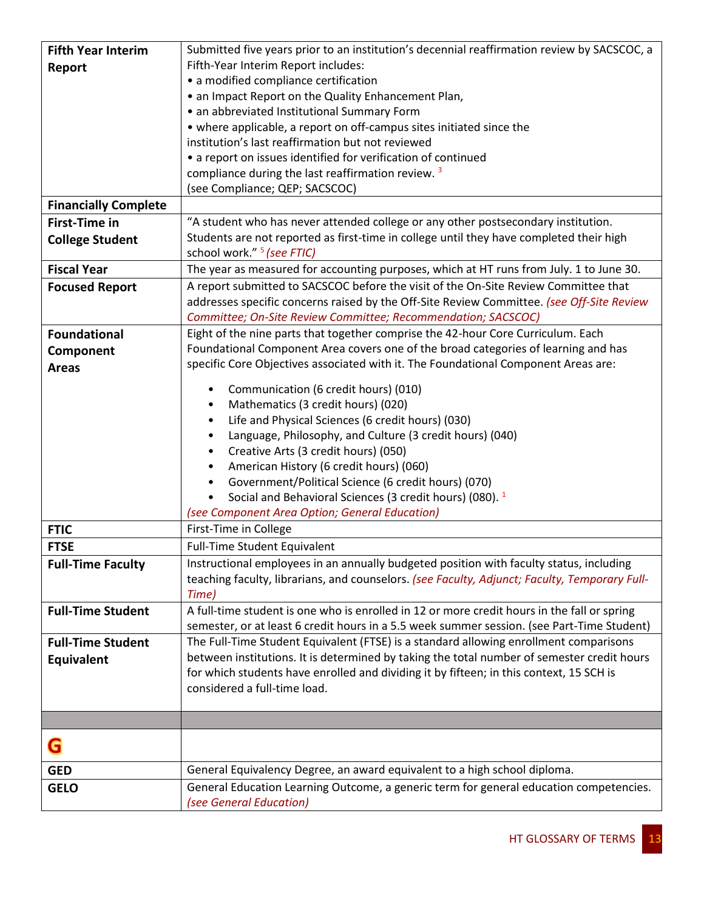| | |
|---|---|
| **Fifth Year Interim Report** | Submitted five years prior to an institution's decennial reaffirmation review by SACSCOC, a Fifth-Year Interim Report includes:<br>• a modified compliance certification<br>• an Impact Report on the Quality Enhancement Plan,<br>• an abbreviated Institutional Summary Form<br>• where applicable, a report on off-campus sites initiated since the institution's last reaffirmation but not reviewed<br>• a report on issues identified for verification of continued compliance during the last reaffirmation review. [3]<br>(see Compliance; QEP; SACSCOC) |
| **Financially Complete** | |
| **First-Time in College Student** | "A student who has never attended college or any other postsecondary institution. Students are not reported as first-time in college until they have completed their high school work." [5] *(see FTIC)* |
| **Fiscal Year** | The year as measured for accounting purposes, which at HT runs from July. 1 to June 30. |
| **Focused Report** | A report submitted to SACSCOC before the visit of the On-Site Review Committee that addresses specific concerns raised by the Off-Site Review Committee. *(see Off-Site Review Committee; On-Site Review Committee; Recommendation; SACSCOC)* |
| **Foundational Component Areas** | Eight of the nine parts that together comprise the 42-hour Core Curriculum. Each Foundational Component Area covers one of the broad categories of learning and has specific Core Objectives associated with it. The Foundational Component Areas are:<br>• Communication (6 credit hours) (010)<br>• Mathematics (3 credit hours) (020)<br>• Life and Physical Sciences (6 credit hours) (030)<br>• Language, Philosophy, and Culture (3 credit hours) (040)<br>• Creative Arts (3 credit hours) (050)<br>• American History (6 credit hours) (060)<br>• Government/Political Science (6 credit hours) (070)<br>• Social and Behavioral Sciences (3 credit hours) (080). [1]<br>*(see Component Area Option; General Education)* |
| **FTIC** | First-Time in College |
| **FTSE** | Full-Time Student Equivalent |
| **Full-Time Faculty** | Instructional employees in an annually budgeted position with faculty status, including teaching faculty, librarians, and counselors. *(see Faculty, Adjunct; Faculty, Temporary Full-Time)* |
| **Full-Time Student** | A full-time student is one who is enrolled in 12 or more credit hours in the fall or spring semester, or at least 6 credit hours in a 5.5 week summer session. (see Part-Time Student) |
| **Full-Time Student Equivalent** | The Full-Time Student Equivalent (FTSE) is a standard allowing enrollment comparisons between institutions. It is determined by taking the total number of semester credit hours for which students have enrolled and dividing it by fifteen; in this context, 15 SCH is considered a full-time load. |
| | |
| **G** | |
| **GED** | General Equivalency Degree, an award equivalent to a high school diploma. |
| **GELO** | General Education Learning Outcome, a generic term for general education competencies. *(see General Education)* |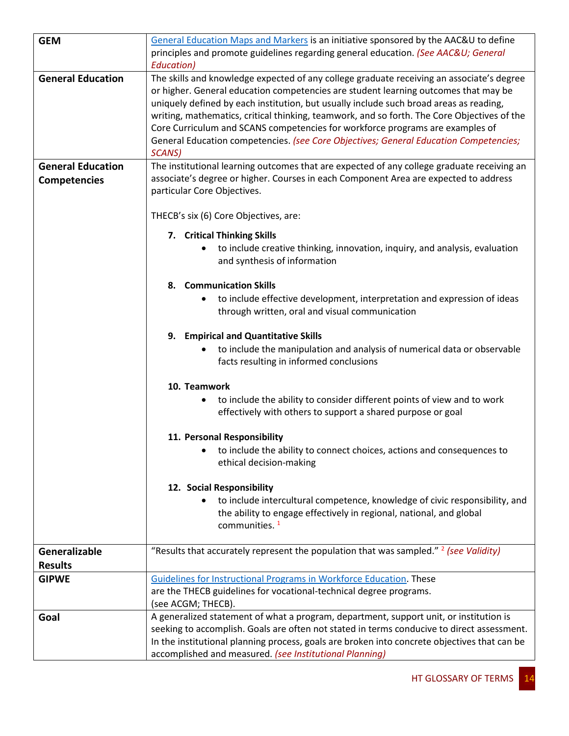| GEM | General Education Maps and Markers is an initiative sponsored by the AAC&U to define principles and promote guidelines regarding general education. *(See AAC&U; General Education)* |
|---|---|
| **General Education** | The skills and knowledge expected of any college graduate receiving an associate's degree or higher. General education competencies are student learning outcomes that may be uniquely defined by each institution, but usually include such broad areas as reading, writing, mathematics, critical thinking, teamwork, and so forth. The Core Objectives of the Core Curriculum and SCANS competencies for workforce programs are examples of General Education competencies. *(see Core Objectives; General Education Competencies; SCANS)* |
| **General Education Competencies** | The institutional learning outcomes that are expected of any college graduate receiving an associate's degree or higher. Courses in each Component Area are expected to address particular Core Objectives.<br><br>THECB's six (6) Core Objectives, are:<br><br>**7. Critical Thinking Skills**<br>• to include creative thinking, innovation, inquiry, and analysis, evaluation and synthesis of information<br><br>**8. Communication Skills**<br>• to include effective development, interpretation and expression of ideas through written, oral and visual communication<br><br>**9. Empirical and Quantitative Skills**<br>• to include the manipulation and analysis of numerical data or observable facts resulting in informed conclusions<br><br>**10. Teamwork**<br>• to include the ability to consider different points of view and to work effectively with others to support a shared purpose or goal<br><br>**11. Personal Responsibility**<br>• to include the ability to connect choices, actions and consequences to ethical decision-making<br><br>**12. Social Responsibility**<br>• to include intercultural competence, knowledge of civic responsibility, and the ability to engage effectively in regional, national, and global communities. [1] |
| **Generalizable Results** | "Results that accurately represent the population that was sampled." [2] *(see Validity)* |
| **GIPWE** | Guidelines for Instructional Programs in Workforce Education. These are the THECB guidelines for vocational-technical degree programs. (see ACGM; THECB). |
| **Goal** | A generalized statement of what a program, department, support unit, or institution is seeking to accomplish. Goals are often not stated in terms conducive to direct assessment. In the institutional planning process, goals are broken into concrete objectives that can be accomplished and measured. *(see Institutional Planning)* |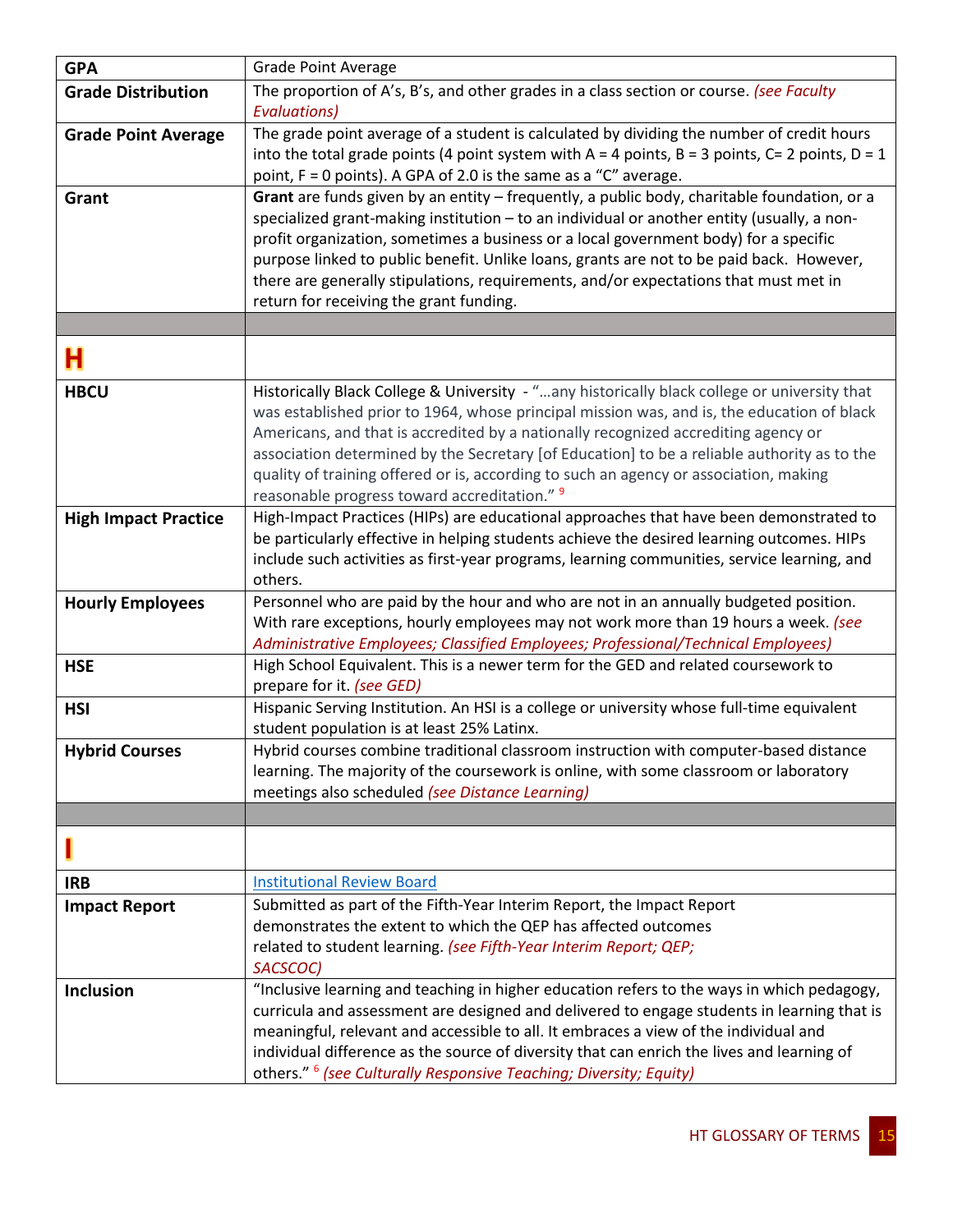| | |
|---|---|
| **GPA** | Grade Point Average |
| **Grade Distribution** | The proportion of A's, B's, and other grades in a class section or course. *(see Faculty Evaluations)* |
| **Grade Point Average** | The grade point average of a student is calculated by dividing the number of credit hours into the total grade points (4 point system with A = 4 points, B = 3 points, C= 2 points, D = 1 point, F = 0 points). A GPA of 2.0 is the same as a "C" average. |
| **Grant** | **Grant** are funds given by an entity – frequently, a public body, charitable foundation, or a specialized grant-making institution – to an individual or another entity (usually, a non-profit organization, sometimes a business or a local government body) for a specific purpose linked to public benefit. Unlike loans, grants are not to be paid back. However, there are generally stipulations, requirements, and/or expectations that must met in return for receiving the grant funding. |
| | |
| **H** | |
| **HBCU** | Historically Black College & University - "…any historically black college or university that was established prior to 1964, whose principal mission was, and is, the education of black Americans, and that is accredited by a nationally recognized accrediting agency or association determined by the Secretary [of Education] to be a reliable authority as to the quality of training offered or is, according to such an agency or association, making reasonable progress toward accreditation." [9] |
| **High Impact Practice** | High-Impact Practices (HIPs) are educational approaches that have been demonstrated to be particularly effective in helping students achieve the desired learning outcomes. HIPs include such activities as first-year programs, learning communities, service learning, and others. |
| **Hourly Employees** | Personnel who are paid by the hour and who are not in an annually budgeted position. With rare exceptions, hourly employees may not work more than 19 hours a week. *(see Administrative Employees; Classified Employees; Professional/Technical Employees)* |
| **HSE** | High School Equivalent. This is a newer term for the GED and related coursework to prepare for it. *(see GED)* |
| **HSI** | Hispanic Serving Institution. An HSI is a college or university whose full-time equivalent student population is at least 25% Latinx. |
| **Hybrid Courses** | Hybrid courses combine traditional classroom instruction with computer-based distance learning. The majority of the coursework is online, with some classroom or laboratory meetings also scheduled *(see Distance Learning)* |
| | |
| **I** | |
| **IRB** | Institutional Review Board |
| **Impact Report** | Submitted as part of the Fifth-Year Interim Report, the Impact Report demonstrates the extent to which the QEP has affected outcomes related to student learning. *(see Fifth-Year Interim Report; QEP; SACSCOC)* |
| **Inclusion** | "Inclusive learning and teaching in higher education refers to the ways in which pedagogy, curricula and assessment are designed and delivered to engage students in learning that is meaningful, relevant and accessible to all. It embraces a view of the individual and individual difference as the source of diversity that can enrich the lives and learning of others." [6] *(see Culturally Responsive Teaching; Diversity; Equity)* |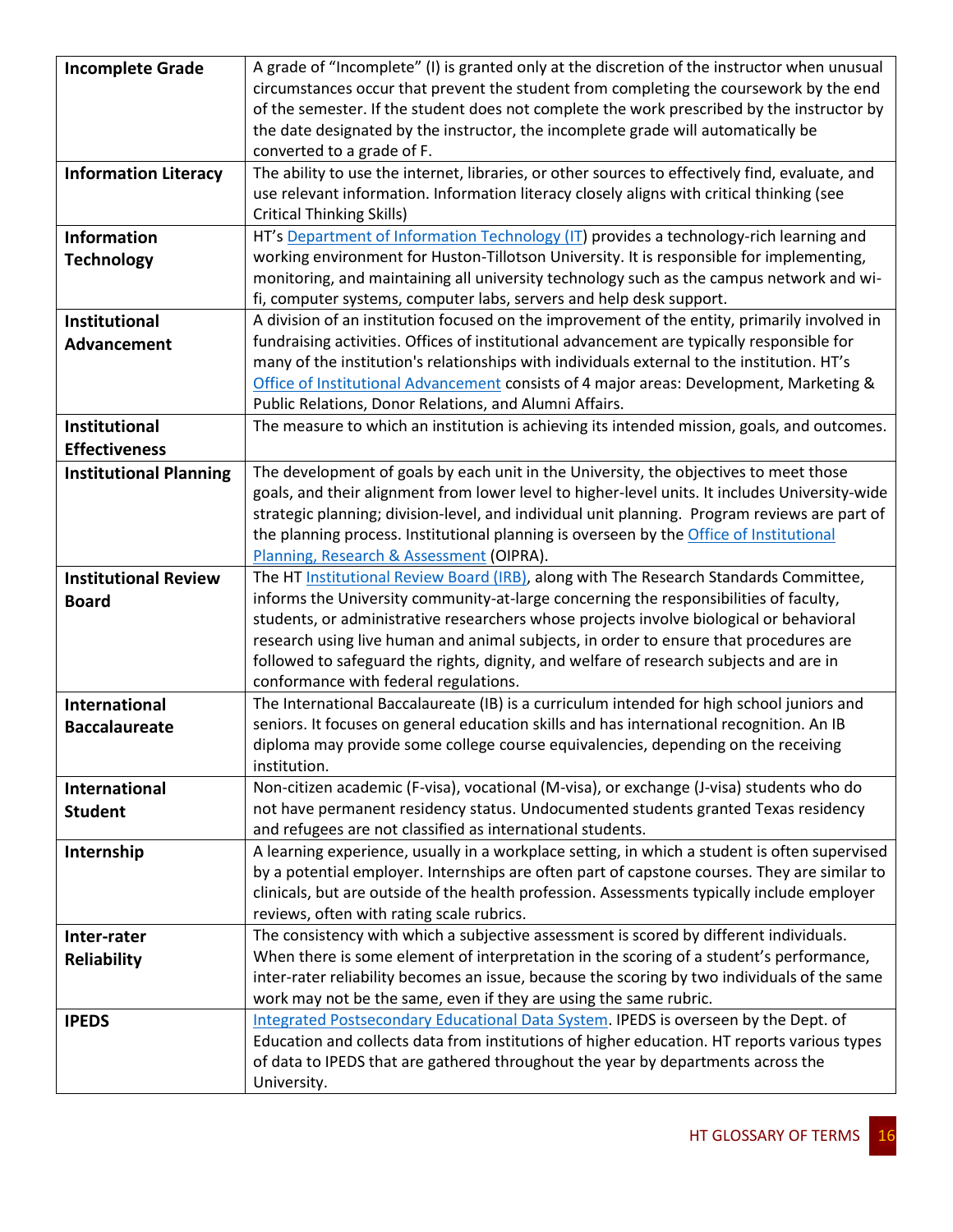| | |
|---|---|
| **Incomplete Grade** | A grade of "Incomplete" (I) is granted only at the discretion of the instructor when unusual circumstances occur that prevent the student from completing the coursework by the end of the semester. If the student does not complete the work prescribed by the instructor by the date designated by the instructor, the incomplete grade will automatically be converted to a grade of F. |
| **Information Literacy** | The ability to use the internet, libraries, or other sources to effectively find, evaluate, and use relevant information. Information literacy closely aligns with critical thinking (see Critical Thinking Skills) |
| **Information Technology** | HT's Department of Information Technology (IT) provides a technology-rich learning and working environment for Huston-Tillotson University. It is responsible for implementing, monitoring, and maintaining all university technology such as the campus network and wi-fi, computer systems, computer labs, servers and help desk support. |
| **Institutional Advancement** | A division of an institution focused on the improvement of the entity, primarily involved in fundraising activities. Offices of institutional advancement are typically responsible for many of the institution's relationships with individuals external to the institution. HT's Office of Institutional Advancement consists of 4 major areas: Development, Marketing & Public Relations, Donor Relations, and Alumni Affairs. |
| **Institutional Effectiveness** | The measure to which an institution is achieving its intended mission, goals, and outcomes. |
| **Institutional Planning** | The development of goals by each unit in the University, the objectives to meet those goals, and their alignment from lower level to higher-level units. It includes University-wide strategic planning; division-level, and individual unit planning. Program reviews are part of the planning process. Institutional planning is overseen by the Office of Institutional Planning, Research & Assessment (OIPRA). |
| **Institutional Review Board** | The HT Institutional Review Board (IRB), along with The Research Standards Committee, informs the University community-at-large concerning the responsibilities of faculty, students, or administrative researchers whose projects involve biological or behavioral research using live human and animal subjects, in order to ensure that procedures are followed to safeguard the rights, dignity, and welfare of research subjects and are in conformance with federal regulations. |
| **International Baccalaureate** | The International Baccalaureate (IB) is a curriculum intended for high school juniors and seniors. It focuses on general education skills and has international recognition. An IB diploma may provide some college course equivalencies, depending on the receiving institution. |
| **International Student** | Non-citizen academic (F-visa), vocational (M-visa), or exchange (J-visa) students who do not have permanent residency status. Undocumented students granted Texas residency and refugees are not classified as international students. |
| **Internship** | A learning experience, usually in a workplace setting, in which a student is often supervised by a potential employer. Internships are often part of capstone courses. They are similar to clinicals, but are outside of the health profession. Assessments typically include employer reviews, often with rating scale rubrics. |
| **Inter-rater Reliability** | The consistency with which a subjective assessment is scored by different individuals. When there is some element of interpretation in the scoring of a student's performance, inter-rater reliability becomes an issue, because the scoring by two individuals of the same work may not be the same, even if they are using the same rubric. |
| **IPEDS** | Integrated Postsecondary Educational Data System. IPEDS is overseen by the Dept. of Education and collects data from institutions of higher education. HT reports various types of data to IPEDS that are gathered throughout the year by departments across the University. |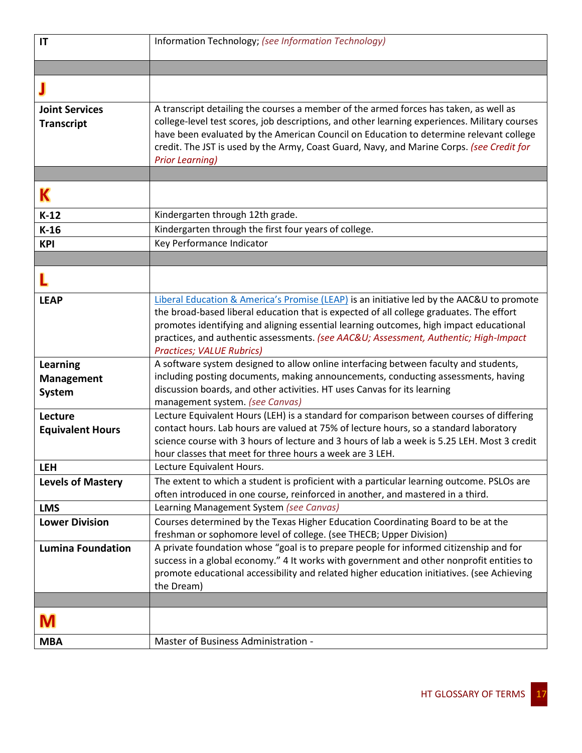| | |
|---|---|
| **IT** | Information Technology; *(see Information Technology)* |
| | |
| **J** | |
| **Joint Services Transcript** | A transcript detailing the courses a member of the armed forces has taken, as well as college-level test scores, job descriptions, and other learning experiences. Military courses have been evaluated by the American Council on Education to determine relevant college credit. The JST is used by the Army, Coast Guard, Navy, and Marine Corps. *(see Credit for Prior Learning)* |
| | |
| **K** | |
| **K-12** | Kindergarten through 12th grade. |
| **K-16** | Kindergarten through the first four years of college. |
| **KPI** | Key Performance Indicator |
| | |
| **L** | |
| **LEAP** | Liberal Education & America's Promise (LEAP) is an initiative led by the AAC&U to promote the broad-based liberal education that is expected of all college graduates. The effort promotes identifying and aligning essential learning outcomes, high impact educational practices, and authentic assessments. *(see AAC&U; Assessment, Authentic; High-Impact Practices; VALUE Rubrics)* |
| **Learning Management System** | A software system designed to allow online interfacing between faculty and students, including posting documents, making announcements, conducting assessments, having discussion boards, and other activities. HT uses Canvas for its learning management system. *(see Canvas)* |
| **Lecture Equivalent Hours** | Lecture Equivalent Hours (LEH) is a standard for comparison between courses of differing contact hours. Lab hours are valued at 75% of lecture hours, so a standard laboratory science course with 3 hours of lecture and 3 hours of lab a week is 5.25 LEH. Most 3 credit hour classes that meet for three hours a week are 3 LEH. |
| **LEH** | Lecture Equivalent Hours. |
| **Levels of Mastery** | The extent to which a student is proficient with a particular learning outcome. PSLOs are often introduced in one course, reinforced in another, and mastered in a third. |
| **LMS** | Learning Management System *(see Canvas)* |
| **Lower Division** | Courses determined by the Texas Higher Education Coordinating Board to be at the freshman or sophomore level of college. (see THECB; Upper Division) |
| **Lumina Foundation** | A private foundation whose "goal is to prepare people for informed citizenship and for success in a global economy." 4 It works with government and other nonprofit entities to promote educational accessibility and related higher education initiatives. (see Achieving the Dream) |
| | |
| **M** | |
| **MBA** | Master of Business Administration - |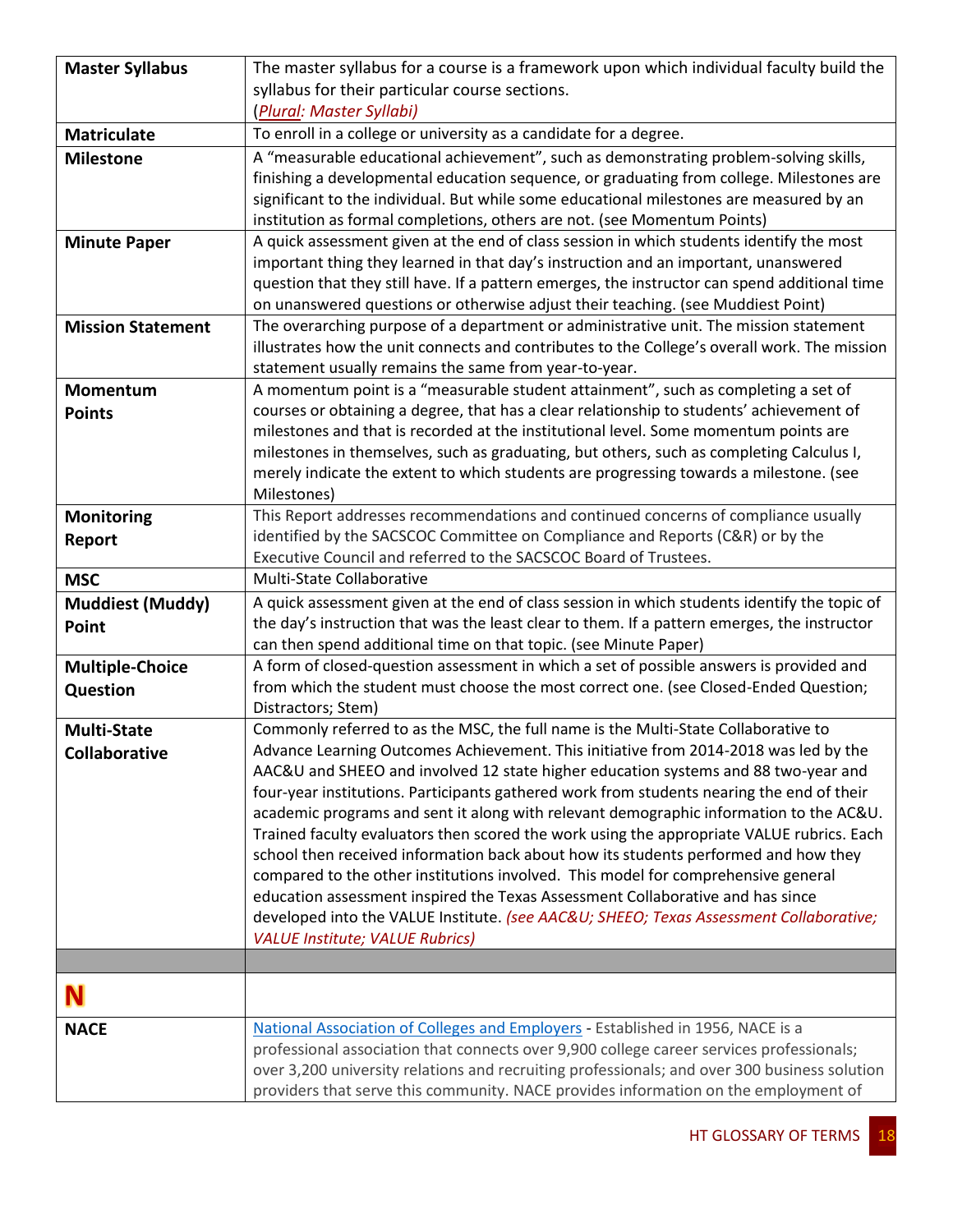| | |
|---|---|
| **Master Syllabus** | The master syllabus for a course is a framework upon which individual faculty build the syllabus for their particular course sections. (*Plural: Master Syllabi)* |
| **Matriculate** | To enroll in a college or university as a candidate for a degree. |
| **Milestone** | A "measurable educational achievement", such as demonstrating problem-solving skills, finishing a developmental education sequence, or graduating from college. Milestones are significant to the individual. But while some educational milestones are measured by an institution as formal completions, others are not. (see Momentum Points) |
| **Minute Paper** | A quick assessment given at the end of class session in which students identify the most important thing they learned in that day's instruction and an important, unanswered question that they still have. If a pattern emerges, the instructor can spend additional time on unanswered questions or otherwise adjust their teaching. (see Muddiest Point) |
| **Mission Statement** | The overarching purpose of a department or administrative unit. The mission statement illustrates how the unit connects and contributes to the College's overall work. The mission statement usually remains the same from year-to-year. |
| **Momentum Points** | A momentum point is a "measurable student attainment", such as completing a set of courses or obtaining a degree, that has a clear relationship to students' achievement of milestones and that is recorded at the institutional level. Some momentum points are milestones in themselves, such as graduating, but others, such as completing Calculus I, merely indicate the extent to which students are progressing towards a milestone. (see Milestones) |
| **Monitoring Report** | This Report addresses recommendations and continued concerns of compliance usually identified by the SACSCOC Committee on Compliance and Reports (C&R) or by the Executive Council and referred to the SACSCOC Board of Trustees. |
| **MSC** | Multi-State Collaborative |
| **Muddiest (Muddy) Point** | A quick assessment given at the end of class session in which students identify the topic of the day's instruction that was the least clear to them. If a pattern emerges, the instructor can then spend additional time on that topic. (see Minute Paper) |
| **Multiple-Choice Question** | A form of closed-question assessment in which a set of possible answers is provided and from which the student must choose the most correct one. (see Closed-Ended Question; Distractors; Stem) |
| **Multi-State Collaborative** | Commonly referred to as the MSC, the full name is the Multi-State Collaborative to Advance Learning Outcomes Achievement. This initiative from 2014-2018 was led by the AAC&U and SHEEO and involved 12 state higher education systems and 88 two-year and four-year institutions. Participants gathered work from students nearing the end of their academic programs and sent it along with relevant demographic information to the AC&U. Trained faculty evaluators then scored the work using the appropriate VALUE rubrics. Each school then received information back about how its students performed and how they compared to the other institutions involved. This model for comprehensive general education assessment inspired the Texas Assessment Collaborative and has since developed into the VALUE Institute. *(see AAC&U; SHEEO; Texas Assessment Collaborative; VALUE Institute; VALUE Rubrics)* |
| | |
| **N** | |
| **NACE** | National Association of Colleges and Employers - Established in 1956, NACE is a professional association that connects over 9,900 college career services professionals; over 3,200 university relations and recruiting professionals; and over 300 business solution providers that serve this community. NACE provides information on the employment of |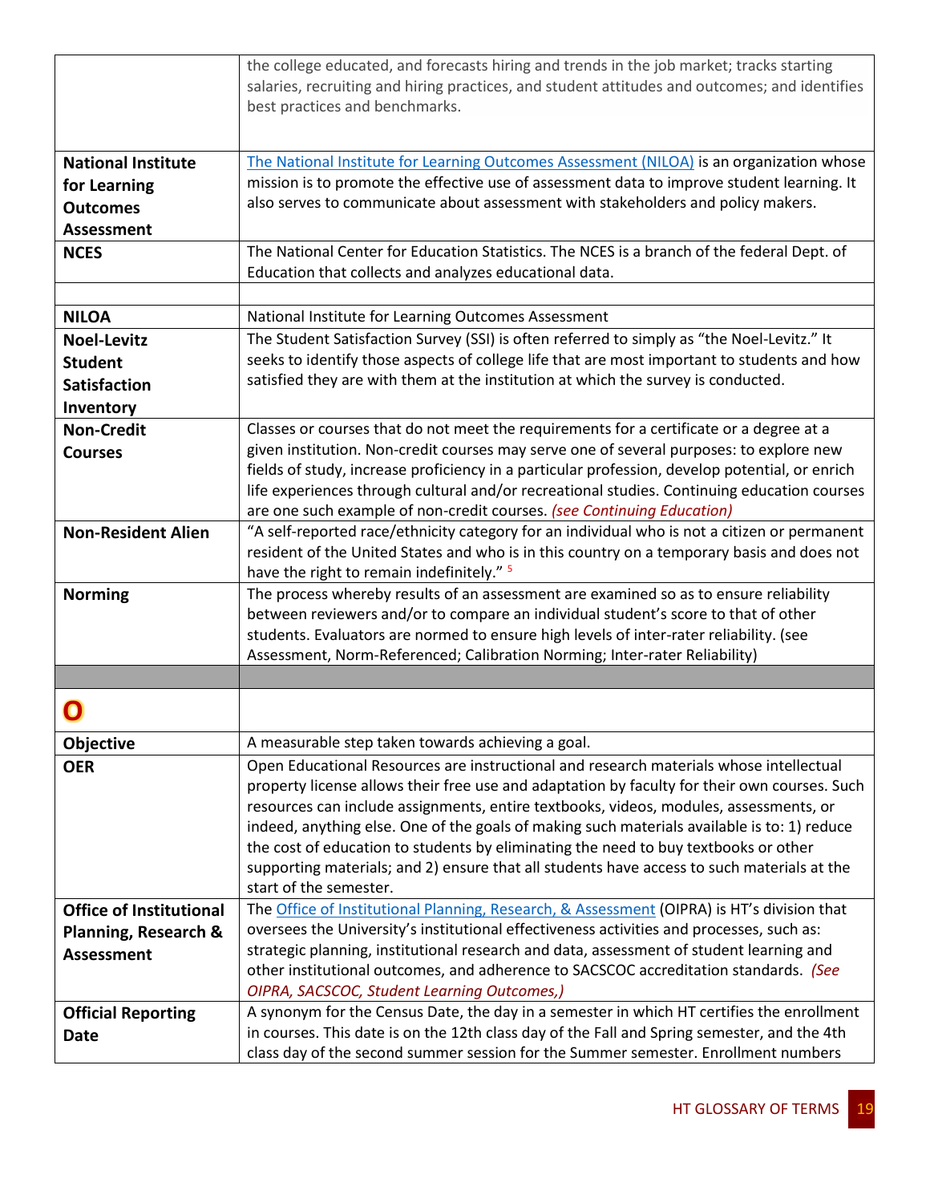| | |
|---|---|
| | the college educated, and forecasts hiring and trends in the job market; tracks starting salaries, recruiting and hiring practices, and student attitudes and outcomes; and identifies best practices and benchmarks. |
| **National Institute for Learning Outcomes Assessment** | [The National Institute for Learning Outcomes Assessment (NILOA)](https://www.learningoutcomesassessment.org/) is an organization whose mission is to promote the effective use of assessment data to improve student learning. It also serves to communicate about assessment with stakeholders and policy makers. |
| **NCES** | The National Center for Education Statistics. The NCES is a branch of the federal Dept. of Education that collects and analyzes educational data. |
| | |
| **NILOA** | National Institute for Learning Outcomes Assessment |
| **Noel-Levitz Student Satisfaction Inventory** | The Student Satisfaction Survey (SSI) is often referred to simply as "the Noel-Levitz." It seeks to identify those aspects of college life that are most important to students and how satisfied they are with them at the institution at which the survey is conducted. |
| **Non-Credit Courses** | Classes or courses that do not meet the requirements for a certificate or a degree at a given institution. Non-credit courses may serve one of several purposes: to explore new fields of study, increase proficiency in a particular profession, develop potential, or enrich life experiences through cultural and/or recreational studies. Continuing education courses are one such example of non-credit courses. *(see Continuing Education)* |
| **Non-Resident Alien** | "A self-reported race/ethnicity category for an individual who is not a citizen or permanent resident of the United States and who is in this country on a temporary basis and does not have the right to remain indefinitely." [5] |
| **Norming** | The process whereby results of an assessment are examined so as to ensure reliability between reviewers and/or to compare an individual student's score to that of other students. Evaluators are normed to ensure high levels of inter-rater reliability. (see Assessment, Norm-Referenced; Calibration Norming; Inter-rater Reliability) |
| | |
| **O** | |
| **Objective** | A measurable step taken towards achieving a goal. |
| **OER** | Open Educational Resources are instructional and research materials whose intellectual property license allows their free use and adaptation by faculty for their own courses. Such resources can include assignments, entire textbooks, videos, modules, assessments, or indeed, anything else. One of the goals of making such materials available is to: 1) reduce the cost of education to students by eliminating the need to buy textbooks or other supporting materials; and 2) ensure that all students have access to such materials at the start of the semester. |
| **Office of Institutional Planning, Research & Assessment** | The [Office of Institutional Planning, Research, & Assessment](#) (OIPRA) is HT's division that oversees the University's institutional effectiveness activities and processes, such as: strategic planning, institutional research and data, assessment of student learning and other institutional outcomes, and adherence to SACSCOC accreditation standards. *(See OIPRA, SACSCOC, Student Learning Outcomes,)* |
| **Official Reporting Date** | A synonym for the Census Date, the day in a semester in which HT certifies the enrollment in courses. This date is on the 12th class day of the Fall and Spring semester, and the 4th class day of the second summer session for the Summer semester. Enrollment numbers |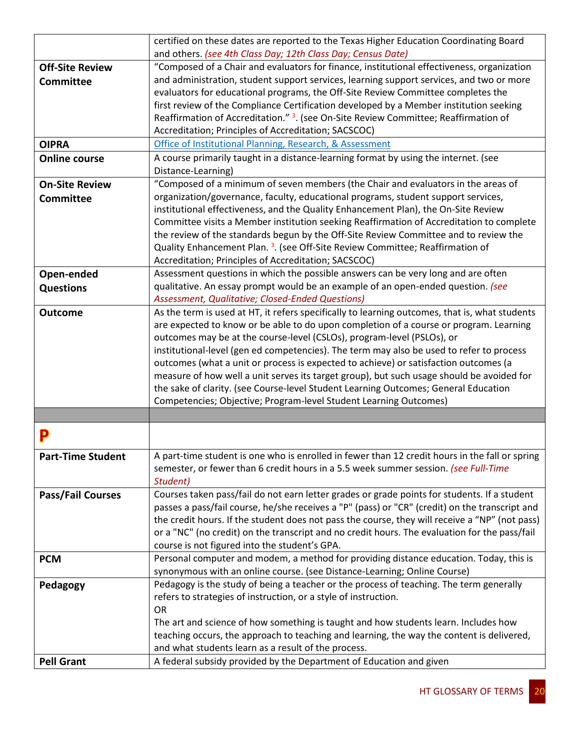| | |
|---|---|
| | certified on these dates are reported to the Texas Higher Education Coordinating Board and others. *(see 4th Class Day; 12th Class Day; Census Date)* |
| **Off-Site Review Committee** | "Composed of a Chair and evaluators for finance, institutional effectiveness, organization and administration, student support services, learning support services, and two or more evaluators for educational programs, the Off-Site Review Committee completes the first review of the Compliance Certification developed by a Member institution seeking Reaffirmation of Accreditation." [3]. (see On-Site Review Committee; Reaffirmation of Accreditation; Principles of Accreditation; SACSCOC) |
| **OIPRA** | Office of Institutional Planning, Research, & Assessment |
| **Online course** | A course primarily taught in a distance-learning format by using the internet. (see Distance-Learning) |
| **On-Site Review Committee** | "Composed of a minimum of seven members (the Chair and evaluators in the areas of organization/governance, faculty, educational programs, student support services, institutional effectiveness, and the Quality Enhancement Plan), the On-Site Review Committee visits a Member institution seeking Reaffirmation of Accreditation to complete the review of the standards begun by the Off-Site Review Committee and to review the Quality Enhancement Plan. [3]. (see Off-Site Review Committee; Reaffirmation of Accreditation; Principles of Accreditation; SACSCOC) |
| **Open-ended Questions** | Assessment questions in which the possible answers can be very long and are often qualitative. An essay prompt would be an example of an open-ended question. *(see Assessment, Qualitative; Closed-Ended Questions)* |
| **Outcome** | As the term is used at HT, it refers specifically to learning outcomes, that is, what students are expected to know or be able to do upon completion of a course or program. Learning outcomes may be at the course-level (CSLOs), program-level (PSLOs), or institutional-level (gen ed competencies). The term may also be used to refer to process outcomes (what a unit or process is expected to achieve) or satisfaction outcomes (a measure of how well a unit serves its target group), but such usage should be avoided for the sake of clarity. (see Course-level Student Learning Outcomes; General Education Competencies; Objective; Program-level Student Learning Outcomes) |
| | |
| **P** | |
| **Part-Time Student** | A part-time student is one who is enrolled in fewer than 12 credit hours in the fall or spring semester, or fewer than 6 credit hours in a 5.5 week summer session. *(see Full-Time Student)* |
| **Pass/Fail Courses** | Courses taken pass/fail do not earn letter grades or grade points for students. If a student passes a pass/fail course, he/she receives a "P" (pass) or "CR" (credit) on the transcript and the credit hours. If the student does not pass the course, they will receive a "NP" (not pass) or a "NC" (no credit) on the transcript and no credit hours. The evaluation for the pass/fail course is not figured into the student's GPA. |
| **PCM** | Personal computer and modem, a method for providing distance education. Today, this is synonymous with an online course. (see Distance-Learning; Online Course) |
| **Pedagogy** | Pedagogy is the study of being a teacher or the process of teaching. The term generally refers to strategies of instruction, or a style of instruction.<br>OR<br>The art and science of how something is taught and how students learn. Includes how teaching occurs, the approach to teaching and learning, the way the content is delivered, and what students learn as a result of the process. |
| **Pell Grant** | A federal subsidy provided by the Department of Education and given |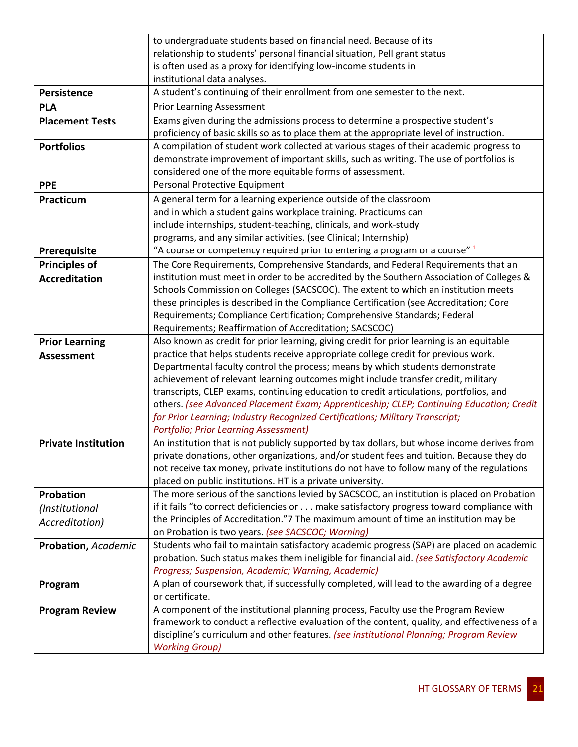| | |
|---|---|
| | to undergraduate students based on financial need. Because of its relationship to students' personal financial situation, Pell grant status is often used as a proxy for identifying low-income students in institutional data analyses. |
| **Persistence** | A student's continuing of their enrollment from one semester to the next. |
| **PLA** | Prior Learning Assessment |
| **Placement Tests** | Exams given during the admissions process to determine a prospective student's proficiency of basic skills so as to place them at the appropriate level of instruction. |
| **Portfolios** | A compilation of student work collected at various stages of their academic progress to demonstrate improvement of important skills, such as writing. The use of portfolios is considered one of the more equitable forms of assessment. |
| **PPE** | Personal Protective Equipment |
| **Practicum** | A general term for a learning experience outside of the classroom and in which a student gains workplace training. Practicums can include internships, student-teaching, clinicals, and work-study programs, and any similar activities. (see Clinical; Internship) |
| **Prerequisite** | "A course or competency required prior to entering a program or a course" [1] |
| **Principles of Accreditation** | The Core Requirements, Comprehensive Standards, and Federal Requirements that an institution must meet in order to be accredited by the Southern Association of Colleges & Schools Commission on Colleges (SACSCOC). The extent to which an institution meets these principles is described in the Compliance Certification (see Accreditation; Core Requirements; Compliance Certification; Comprehensive Standards; Federal Requirements; Reaffirmation of Accreditation; SACSCOC) |
| **Prior Learning Assessment** | Also known as credit for prior learning, giving credit for prior learning is an equitable practice that helps students receive appropriate college credit for previous work. Departmental faculty control the process; means by which students demonstrate achievement of relevant learning outcomes might include transfer credit, military transcripts, CLEP exams, continuing education to credit articulations, portfolios, and others. *(see Advanced Placement Exam; Apprenticeship; CLEP; Continuing Education; Credit for Prior Learning; Industry Recognized Certifications; Military Transcript; Portfolio; Prior Learning Assessment)* |
| **Private Institution** | An institution that is not publicly supported by tax dollars, but whose income derives from private donations, other organizations, and/or student fees and tuition. Because they do not receive tax money, private institutions do not have to follow many of the regulations placed on public institutions. HT is a private university. |
| **Probation** *(Institutional Accreditation)* | The more serious of the sanctions levied by SACSCOC, an institution is placed on Probation if it fails "to correct deficiencies or . . . make satisfactory progress toward compliance with the Principles of Accreditation."7 The maximum amount of time an institution may be on Probation is two years. *(see SACSCOC; Warning)* |
| **Probation,** *Academic* | Students who fail to maintain satisfactory academic progress (SAP) are placed on academic probation. Such status makes them ineligible for financial aid. *(see Satisfactory Academic Progress; Suspension, Academic; Warning, Academic)* |
| **Program** | A plan of coursework that, if successfully completed, will lead to the awarding of a degree or certificate. |
| **Program Review** | A component of the institutional planning process, Faculty use the Program Review framework to conduct a reflective evaluation of the content, quality, and effectiveness of a discipline's curriculum and other features. *(see institutional Planning; Program Review Working Group)* |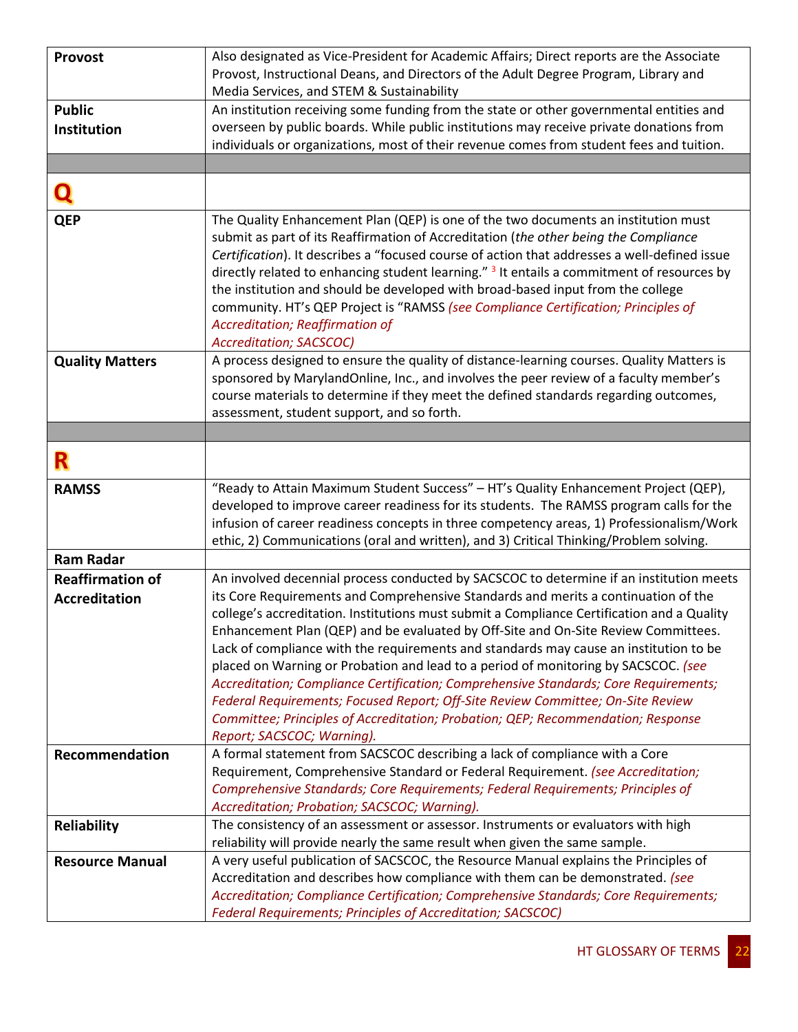| | |
|---|---|
| **Provost** | Also designated as Vice-President for Academic Affairs; Direct reports are the Associate Provost, Instructional Deans, and Directors of the Adult Degree Program, Library and Media Services, and STEM & Sustainability |
| **Public Institution** | An institution receiving some funding from the state or other governmental entities and overseen by public boards. While public institutions may receive private donations from individuals or organizations, most of their revenue comes from student fees and tuition. |
| | |
| **Q** | |
| **QEP** | The Quality Enhancement Plan (QEP) is one of the two documents an institution must submit as part of its Reaffirmation of Accreditation (*the other being the Compliance Certification*). It describes a "focused course of action that addresses a well-defined issue directly related to enhancing student learning." [3] It entails a commitment of resources by the institution and should be developed with broad-based input from the college community. HT's QEP Project is "RAMSS *(see Compliance Certification; Principles of Accreditation; Reaffirmation of Accreditation; SACSCOC)* |
| **Quality Matters** | A process designed to ensure the quality of distance-learning courses. Quality Matters is sponsored by MarylandOnline, Inc., and involves the peer review of a faculty member's course materials to determine if they meet the defined standards regarding outcomes, assessment, student support, and so forth. |
| | |
| **R** | |
| **RAMSS** | "Ready to Attain Maximum Student Success" – HT's Quality Enhancement Project (QEP), developed to improve career readiness for its students. The RAMSS program calls for the infusion of career readiness concepts in three competency areas, 1) Professionalism/Work ethic, 2) Communications (oral and written), and 3) Critical Thinking/Problem solving. |
| **Ram Radar** | |
| **Reaffirmation of Accreditation** | An involved decennial process conducted by SACSCOC to determine if an institution meets its Core Requirements and Comprehensive Standards and merits a continuation of the college's accreditation. Institutions must submit a Compliance Certification and a Quality Enhancement Plan (QEP) and be evaluated by Off-Site and On-Site Review Committees. Lack of compliance with the requirements and standards may cause an institution to be placed on Warning or Probation and lead to a period of monitoring by SACSCOC. *(see Accreditation; Compliance Certification; Comprehensive Standards; Core Requirements; Federal Requirements; Focused Report; Off-Site Review Committee; On-Site Review Committee; Principles of Accreditation; Probation; QEP; Recommendation; Response Report; SACSCOC; Warning).* |
| **Recommendation** | A formal statement from SACSCOC describing a lack of compliance with a Core Requirement, Comprehensive Standard or Federal Requirement. *(see Accreditation; Comprehensive Standards; Core Requirements; Federal Requirements; Principles of Accreditation; Probation; SACSCOC; Warning).* |
| **Reliability** | The consistency of an assessment or assessor. Instruments or evaluators with high reliability will provide nearly the same result when given the same sample. |
| **Resource Manual** | A very useful publication of SACSCOC, the Resource Manual explains the Principles of Accreditation and describes how compliance with them can be demonstrated. *(see Accreditation; Compliance Certification; Comprehensive Standards; Core Requirements; Federal Requirements; Principles of Accreditation; SACSCOC)* |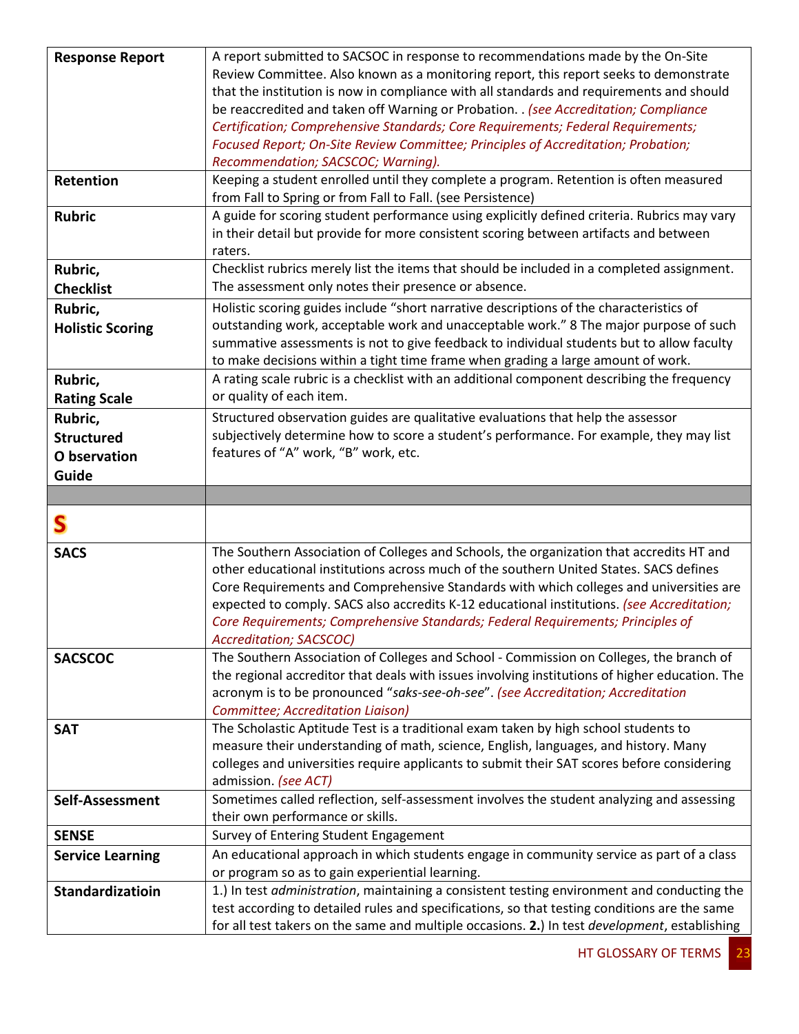| | |
|---|---|
| **Response Report** | A report submitted to SACSOC in response to recommendations made by the On-Site Review Committee. Also known as a monitoring report, this report seeks to demonstrate that the institution is now in compliance with all standards and requirements and should be reaccredited and taken off Warning or Probation. . *(see Accreditation; Compliance Certification; Comprehensive Standards; Core Requirements; Federal Requirements; Focused Report; On-Site Review Committee; Principles of Accreditation; Probation; Recommendation; SACSCOC; Warning).* |
| **Retention** | Keeping a student enrolled until they complete a program. Retention is often measured from Fall to Spring or from Fall to Fall. (see Persistence) |
| **Rubric** | A guide for scoring student performance using explicitly defined criteria. Rubrics may vary in their detail but provide for more consistent scoring between artifacts and between raters. |
| **Rubric, Checklist** | Checklist rubrics merely list the items that should be included in a completed assignment. The assessment only notes their presence or absence. |
| **Rubric, Holistic Scoring** | Holistic scoring guides include "short narrative descriptions of the characteristics of outstanding work, acceptable work and unacceptable work." 8 The major purpose of such summative assessments is not to give feedback to individual students but to allow faculty to make decisions within a tight time frame when grading a large amount of work. |
| **Rubric, Rating Scale** | A rating scale rubric is a checklist with an additional component describing the frequency or quality of each item. |
| **Rubric, Structured O bservation Guide** | Structured observation guides are qualitative evaluations that help the assessor subjectively determine how to score a student's performance. For example, they may list features of "A" work, "B" work, etc. |
| | |
| **S** | |
| **SACS** | The Southern Association of Colleges and Schools, the organization that accredits HT and other educational institutions across much of the southern United States. SACS defines Core Requirements and Comprehensive Standards with which colleges and universities are expected to comply. SACS also accredits K-12 educational institutions. *(see Accreditation; Core Requirements; Comprehensive Standards; Federal Requirements; Principles of Accreditation; SACSCOC)* |
| **SACSCOC** | The Southern Association of Colleges and School - Commission on Colleges, the branch of the regional accreditor that deals with issues involving institutions of higher education. The acronym is to be pronounced "*saks-see-oh-see*". *(see Accreditation; Accreditation Committee; Accreditation Liaison)* |
| **SAT** | The Scholastic Aptitude Test is a traditional exam taken by high school students to measure their understanding of math, science, English, languages, and history. Many colleges and universities require applicants to submit their SAT scores before considering admission. *(see ACT)* |
| **Self-Assessment** | Sometimes called reflection, self-assessment involves the student analyzing and assessing their own performance or skills. |
| **SENSE** | Survey of Entering Student Engagement |
| **Service Learning** | An educational approach in which students engage in community service as part of a class or program so as to gain experiential learning. |
| **Standardizatioin** | 1.) In test *administration*, maintaining a consistent testing environment and conducting the test according to detailed rules and specifications, so that testing conditions are the same for all test takers on the same and multiple occasions. **2.**) In test *development*, establishing |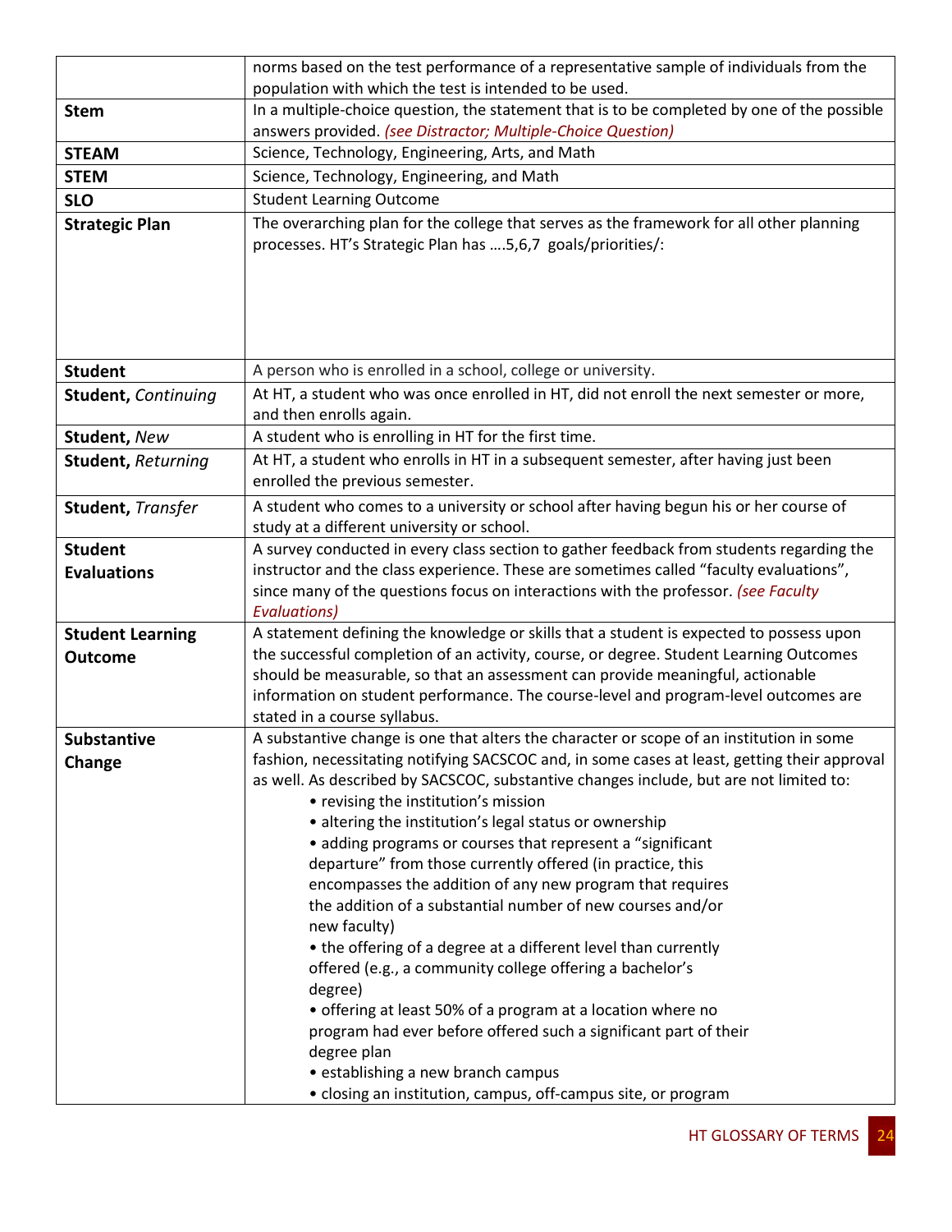| | |
|---|---|
| | norms based on the test performance of a representative sample of individuals from the population with which the test is intended to be used. |
| **Stem** | In a multiple-choice question, the statement that is to be completed by one of the possible answers provided. *(see Distractor; Multiple-Choice Question)* |
| **STEAM** | Science, Technology, Engineering, Arts, and Math |
| **STEM** | Science, Technology, Engineering, and Math |
| **SLO** | Student Learning Outcome |
| **Strategic Plan** | The overarching plan for the college that serves as the framework for all other planning processes. HT's Strategic Plan has ….5,6,7 goals/priorities/: |
| **Student** | A person who is enrolled in a school, college or university. |
| **Student,** *Continuing* | At HT, a student who was once enrolled in HT, did not enroll the next semester or more, and then enrolls again. |
| **Student,** *New* | A student who is enrolling in HT for the first time. |
| **Student,** *Returning* | At HT, a student who enrolls in HT in a subsequent semester, after having just been enrolled the previous semester. |
| **Student,** *Transfer* | A student who comes to a university or school after having begun his or her course of study at a different university or school. |
| **Student Evaluations** | A survey conducted in every class section to gather feedback from students regarding the instructor and the class experience. These are sometimes called "faculty evaluations", since many of the questions focus on interactions with the professor. *(see Faculty Evaluations)* |
| **Student Learning Outcome** | A statement defining the knowledge or skills that a student is expected to possess upon the successful completion of an activity, course, or degree. Student Learning Outcomes should be measurable, so that an assessment can provide meaningful, actionable information on student performance. The course-level and program-level outcomes are stated in a course syllabus. |
| **Substantive Change** | A substantive change is one that alters the character or scope of an institution in some fashion, necessitating notifying SACSCOC and, in some cases at least, getting their approval as well. As described by SACSCOC, substantive changes include, but are not limited to:<br>• revising the institution's mission<br>• altering the institution's legal status or ownership<br>• adding programs or courses that represent a "significant departure" from those currently offered (in practice, this encompasses the addition of any new program that requires the addition of a substantial number of new courses and/or new faculty)<br>• the offering of a degree at a different level than currently offered (e.g., a community college offering a bachelor's degree)<br>• offering at least 50% of a program at a location where no program had ever before offered such a significant part of their degree plan<br>• establishing a new branch campus<br>• closing an institution, campus, off-campus site, or program |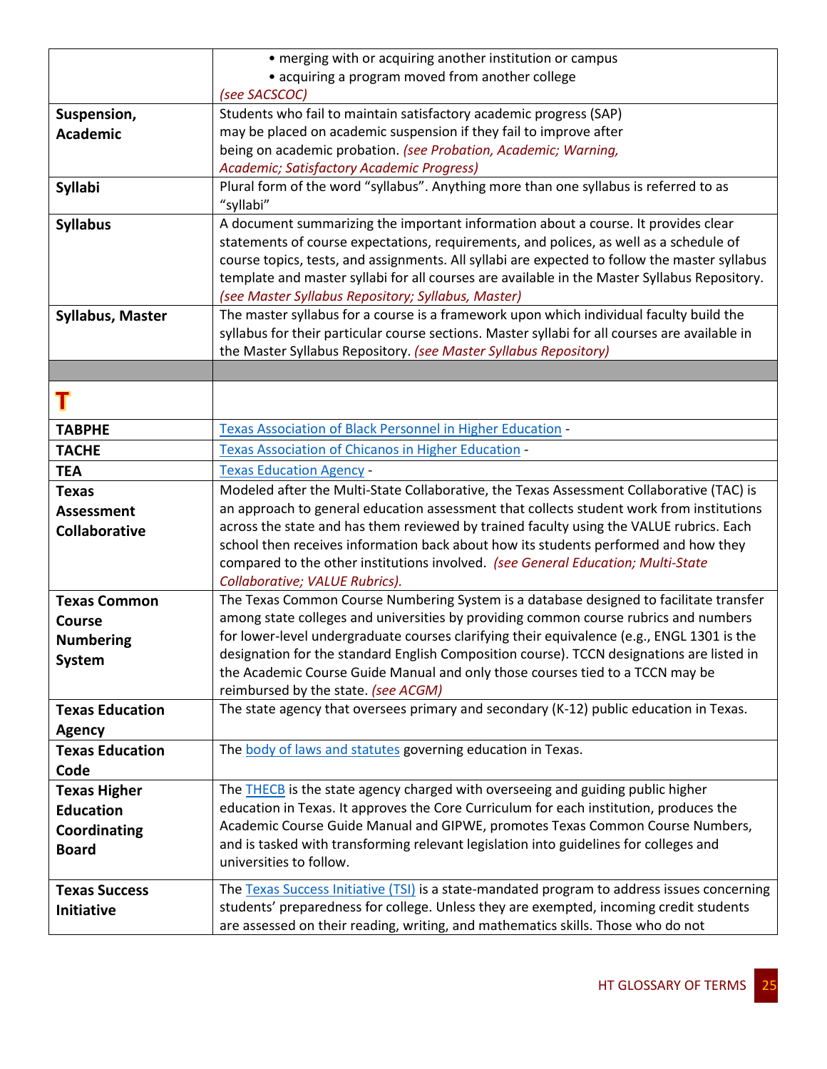| | |
|---|---|
| | • merging with or acquiring another institution or campus<br>• acquiring a program moved from another college<br>*(see SACSCOC)* |
| **Suspension, Academic** | Students who fail to maintain satisfactory academic progress (SAP) may be placed on academic suspension if they fail to improve after being on academic probation. *(see Probation, Academic; Warning, Academic; Satisfactory Academic Progress)* |
| **Syllabi** | Plural form of the word "syllabus". Anything more than one syllabus is referred to as "syllabi" |
| **Syllabus** | A document summarizing the important information about a course. It provides clear statements of course expectations, requirements, and polices, as well as a schedule of course topics, tests, and assignments. All syllabi are expected to follow the master syllabus template and master syllabi for all courses are available in the Master Syllabus Repository. *(see Master Syllabus Repository; Syllabus, Master)* |
| **Syllabus, Master** | The master syllabus for a course is a framework upon which individual faculty build the syllabus for their particular course sections. Master syllabi for all courses are available in the Master Syllabus Repository. *(see Master Syllabus Repository)* |
| | |
| **T** | |
| **TABPHE** | Texas Association of Black Personnel in Higher Education - |
| **TACHE** | Texas Association of Chicanos in Higher Education - |
| **TEA** | Texas Education Agency - |
| **Texas Assessment Collaborative** | Modeled after the Multi-State Collaborative, the Texas Assessment Collaborative (TAC) is an approach to general education assessment that collects student work from institutions across the state and has them reviewed by trained faculty using the VALUE rubrics. Each school then receives information back about how its students performed and how they compared to the other institutions involved. *(see General Education; Multi-State Collaborative; VALUE Rubrics).* |
| **Texas Common Course Numbering System** | The Texas Common Course Numbering System is a database designed to facilitate transfer among state colleges and universities by providing common course rubrics and numbers for lower-level undergraduate courses clarifying their equivalence (e.g., ENGL 1301 is the designation for the standard English Composition course). TCCN designations are listed in the Academic Course Guide Manual and only those courses tied to a TCCN may be reimbursed by the state. *(see ACGM)* |
| **Texas Education Agency** | The state agency that oversees primary and secondary (K-12) public education in Texas. |
| **Texas Education Code** | The body of laws and statutes governing education in Texas. |
| **Texas Higher Education Coordinating Board** | The THECB is the state agency charged with overseeing and guiding public higher education in Texas. It approves the Core Curriculum for each institution, produces the Academic Course Guide Manual and GIPWE, promotes Texas Common Course Numbers, and is tasked with transforming relevant legislation into guidelines for colleges and universities to follow. |
| **Texas Success Initiative** | The Texas Success Initiative (TSI) is a state-mandated program to address issues concerning students' preparedness for college. Unless they are exempted, incoming credit students are assessed on their reading, writing, and mathematics skills. Those who do not |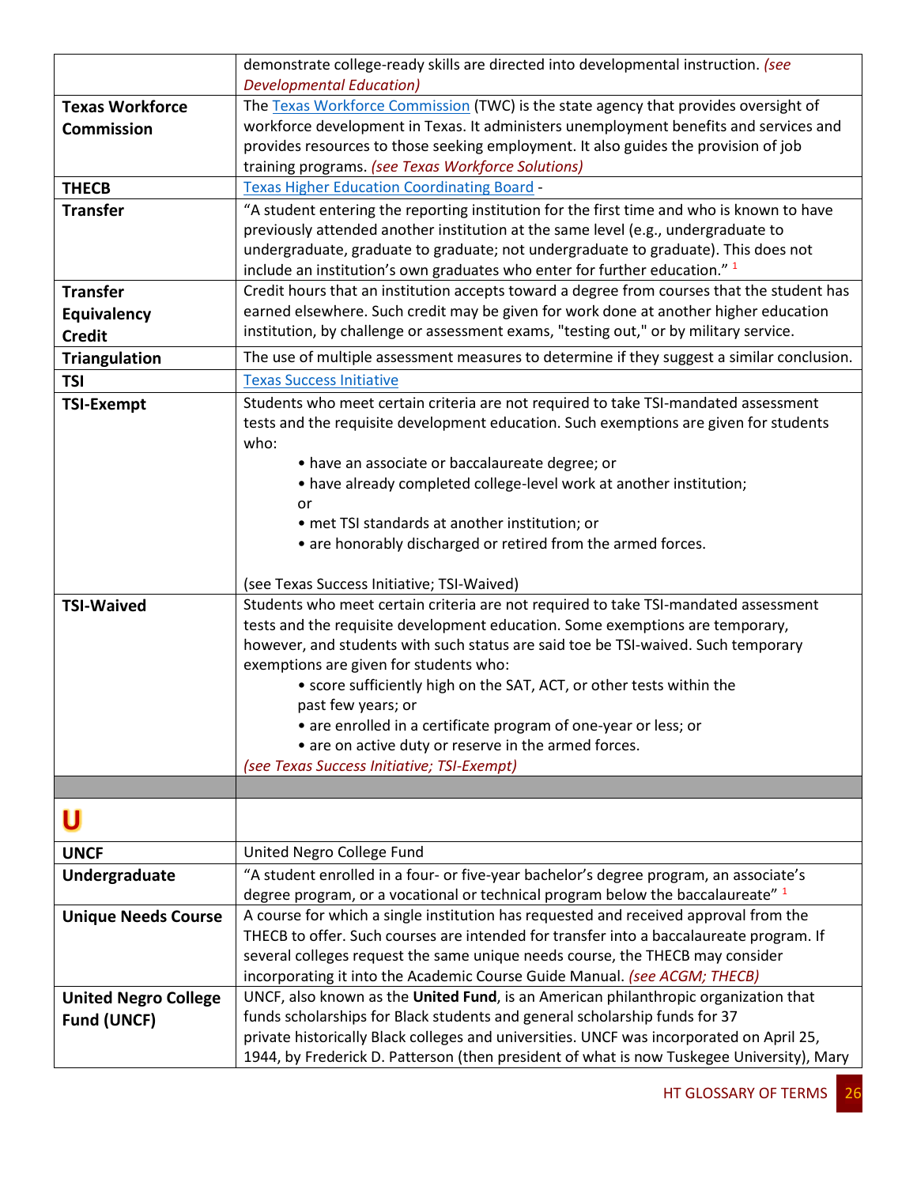| | |
|---|---|
| | demonstrate college-ready skills are directed into developmental instruction. *(see Developmental Education)* |
| **Texas Workforce Commission** | The Texas Workforce Commission (TWC) is the state agency that provides oversight of workforce development in Texas. It administers unemployment benefits and services and provides resources to those seeking employment. It also guides the provision of job training programs. *(see Texas Workforce Solutions)* |
| **THECB** | Texas Higher Education Coordinating Board - |
| **Transfer** | "A student entering the reporting institution for the first time and who is known to have previously attended another institution at the same level (e.g., undergraduate to undergraduate, graduate to graduate; not undergraduate to graduate). This does not include an institution's own graduates who enter for further education." [1] |
| **Transfer Equivalency Credit** | Credit hours that an institution accepts toward a degree from courses that the student has earned elsewhere. Such credit may be given for work done at another higher education institution, by challenge or assessment exams, "testing out," or by military service. |
| **Triangulation** | The use of multiple assessment measures to determine if they suggest a similar conclusion. |
| **TSI** | Texas Success Initiative |
| **TSI-Exempt** | Students who meet certain criteria are not required to take TSI-mandated assessment tests and the requisite development education. Such exemptions are given for students who: <br>• have an associate or baccalaureate degree; or <br>• have already completed college-level work at another institution; or <br>• met TSI standards at another institution; or <br>• are honorably discharged or retired from the armed forces. <br><br>(see Texas Success Initiative; TSI-Waived) |
| **TSI-Waived** | Students who meet certain criteria are not required to take TSI-mandated assessment tests and the requisite development education. Some exemptions are temporary, however, and students with such status are said toe be TSI-waived. Such temporary exemptions are given for students who: <br>• score sufficiently high on the SAT, ACT, or other tests within the past few years; or <br>• are enrolled in a certificate program of one-year or less; or <br>• are on active duty or reserve in the armed forces. <br>*(see Texas Success Initiative; TSI-Exempt)* |
| | |
| **U** | |
| **UNCF** | United Negro College Fund |
| **Undergraduate** | "A student enrolled in a four- or five-year bachelor's degree program, an associate's degree program, or a vocational or technical program below the baccalaureate" [1] |
| **Unique Needs Course** | A course for which a single institution has requested and received approval from the THECB to offer. Such courses are intended for transfer into a baccalaureate program. If several colleges request the same unique needs course, the THECB may consider incorporating it into the Academic Course Guide Manual. *(see ACGM; THECB)* |
| **United Negro College Fund (UNCF)** | UNCF, also known as the **United Fund**, is an American philanthropic organization that funds scholarships for Black students and general scholarship funds for 37 private historically Black colleges and universities. UNCF was incorporated on April 25, 1944, by Frederick D. Patterson (then president of what is now Tuskegee University), Mary |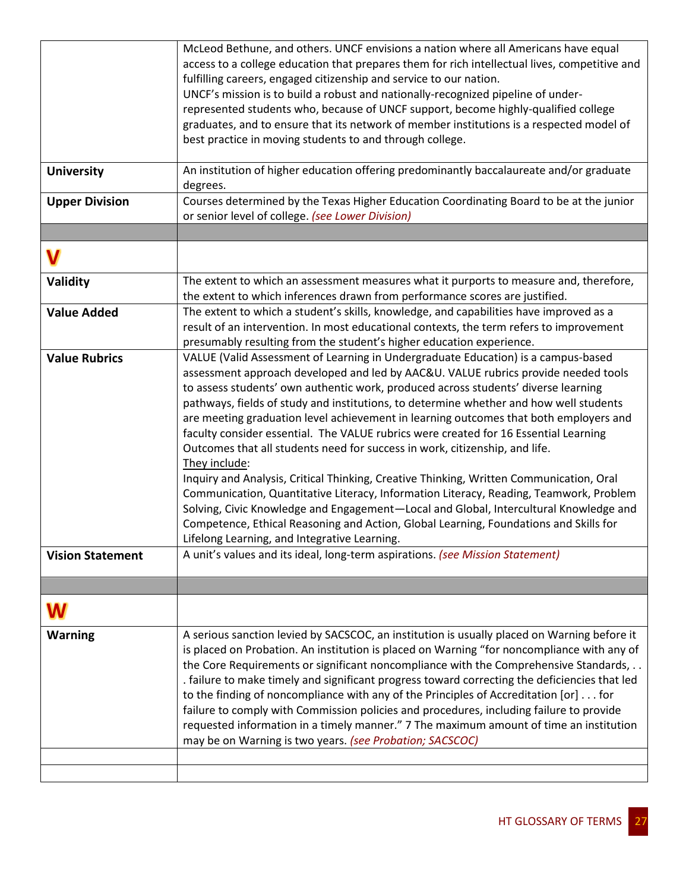| | |
|---|---|
| | McLeod Bethune, and others. UNCF envisions a nation where all Americans have equal access to a college education that prepares them for rich intellectual lives, competitive and fulfilling careers, engaged citizenship and service to our nation.<br>UNCF's mission is to build a robust and nationally-recognized pipeline of under-represented students who, because of UNCF support, become highly-qualified college graduates, and to ensure that its network of member institutions is a respected model of best practice in moving students to and through college. |
| **University** | An institution of higher education offering predominantly baccalaureate and/or graduate degrees. |
| **Upper Division** | Courses determined by the Texas Higher Education Coordinating Board to be at the junior or senior level of college. *(see Lower Division)* |
| | |
| **V** | |
| **Validity** | The extent to which an assessment measures what it purports to measure and, therefore, the extent to which inferences drawn from performance scores are justified. |
| **Value Added** | The extent to which a student's skills, knowledge, and capabilities have improved as a result of an intervention. In most educational contexts, the term refers to improvement presumably resulting from the student's higher education experience. |
| **Value Rubrics** | VALUE (Valid Assessment of Learning in Undergraduate Education) is a campus-based assessment approach developed and led by AAC&U. VALUE rubrics provide needed tools to assess students' own authentic work, produced across students' diverse learning pathways, fields of study and institutions, to determine whether and how well students are meeting graduation level achievement in learning outcomes that both employers and faculty consider essential. The VALUE rubrics were created for 16 Essential Learning Outcomes that all students need for success in work, citizenship, and life.<br>They include:<br>Inquiry and Analysis, Critical Thinking, Creative Thinking, Written Communication, Oral Communication, Quantitative Literacy, Information Literacy, Reading, Teamwork, Problem Solving, Civic Knowledge and Engagement—Local and Global, Intercultural Knowledge and Competence, Ethical Reasoning and Action, Global Learning, Foundations and Skills for Lifelong Learning, and Integrative Learning. |
| **Vision Statement** | A unit's values and its ideal, long-term aspirations. *(see Mission Statement)* |
| | |
| **W** | |
| **Warning** | A serious sanction levied by SACSCOC, an institution is usually placed on Warning before it is placed on Probation. An institution is placed on Warning "for noncompliance with any of the Core Requirements or significant noncompliance with the Comprehensive Standards, . . . failure to make timely and significant progress toward correcting the deficiencies that led to the finding of noncompliance with any of the Principles of Accreditation [or] . . . for failure to comply with Commission policies and procedures, including failure to provide requested information in a timely manner." 7 The maximum amount of time an institution may be on Warning is two years. *(see Probation; SACSCOC)* |
| | |
| | |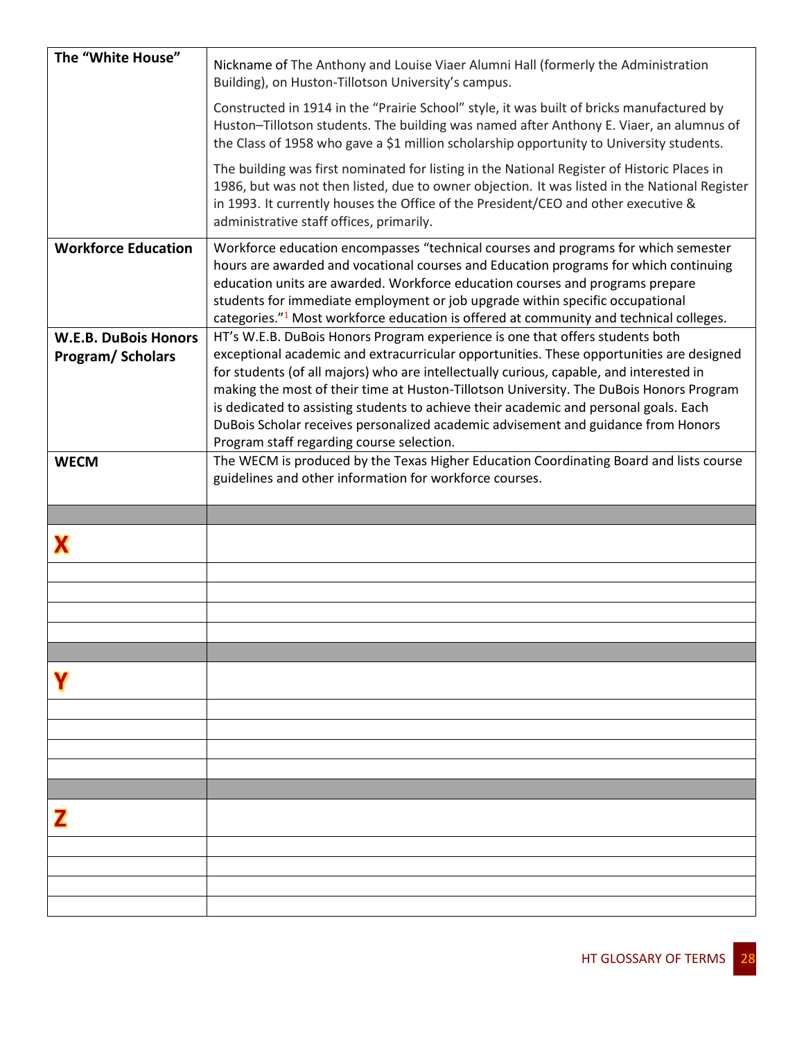| | |
|---|---|
| **The "White House"** | Nickname of The Anthony and Louise Viaer Alumni Hall (formerly the Administration Building), on Huston-Tillotson University's campus.<br><br>Constructed in 1914 in the "Prairie School" style, it was built of bricks manufactured by Huston–Tillotson students. The building was named after Anthony E. Viaer, an alumnus of the Class of 1958 who gave a $1 million scholarship opportunity to University students.<br><br>The building was first nominated for listing in the National Register of Historic Places in 1986, but was not then listed, due to owner objection. It was listed in the National Register in 1993. It currently houses the Office of the President/CEO and other executive & administrative staff offices, primarily. |
| **Workforce Education** | Workforce education encompasses "technical courses and programs for which semester hours are awarded and vocational courses and Education programs for which continuing education units are awarded. Workforce education courses and programs prepare students for immediate employment or job upgrade within specific occupational categories."[1] Most workforce education is offered at community and technical colleges. |
| **W.E.B. DuBois Honors Program/ Scholars** | HT's W.E.B. DuBois Honors Program experience is one that offers students both exceptional academic and extracurricular opportunities. These opportunities are designed for students (of all majors) who are intellectually curious, capable, and interested in making the most of their time at Huston-Tillotson University. The DuBois Honors Program is dedicated to assisting students to achieve their academic and personal goals. Each DuBois Scholar receives personalized academic advisement and guidance from Honors Program staff regarding course selection. |
| **WECM** | The WECM is produced by the Texas Higher Education Coordinating Board and lists course guidelines and other information for workforce courses. |
| | |
| **X** | |
| | |
| | |
| | |
| | |
| | |
| **Y** | |
| | |
| | |
| | |
| | |
| | |
| **Z** | |
| | |
| | |
| | |
| | |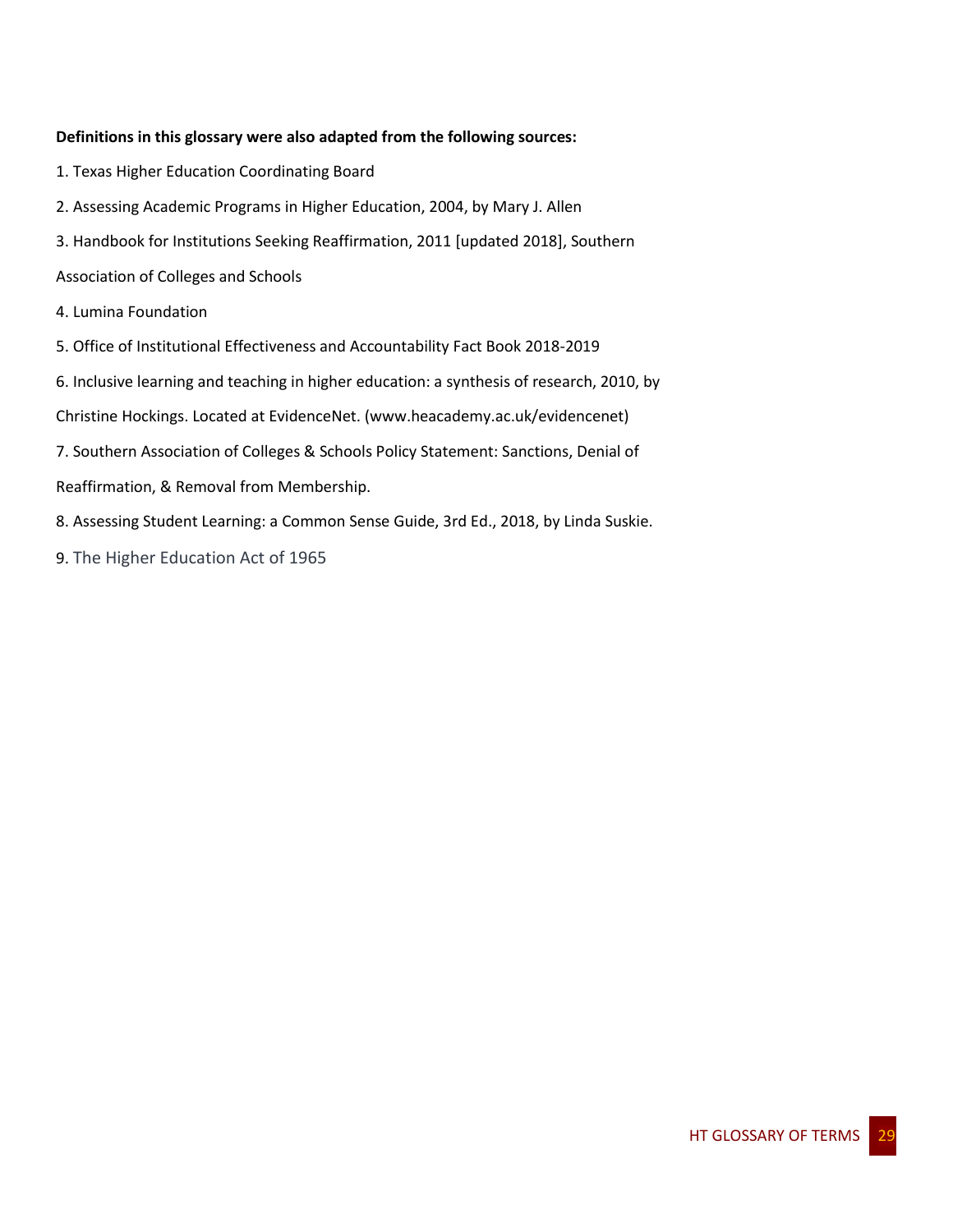**Definitions in this glossary were also adapted from the following sources:**

1. Texas Higher Education Coordinating Board
2. Assessing Academic Programs in Higher Education, 2004, by Mary J. Allen
3. Handbook for Institutions Seeking Reaffirmation, 2011 [updated 2018], Southern Association of Colleges and Schools
4. Lumina Foundation
5. Office of Institutional Effectiveness and Accountability Fact Book 2018-2019
6. Inclusive learning and teaching in higher education: a synthesis of research, 2010, by Christine Hockings. Located at EvidenceNet. (www.heacademy.ac.uk/evidencenet)
7. Southern Association of Colleges & Schools Policy Statement: Sanctions, Denial of Reaffirmation, & Removal from Membership.
8. Assessing Student Learning: a Common Sense Guide, 3rd Ed., 2018, by Linda Suskie.
9. The Higher Education Act of 1965